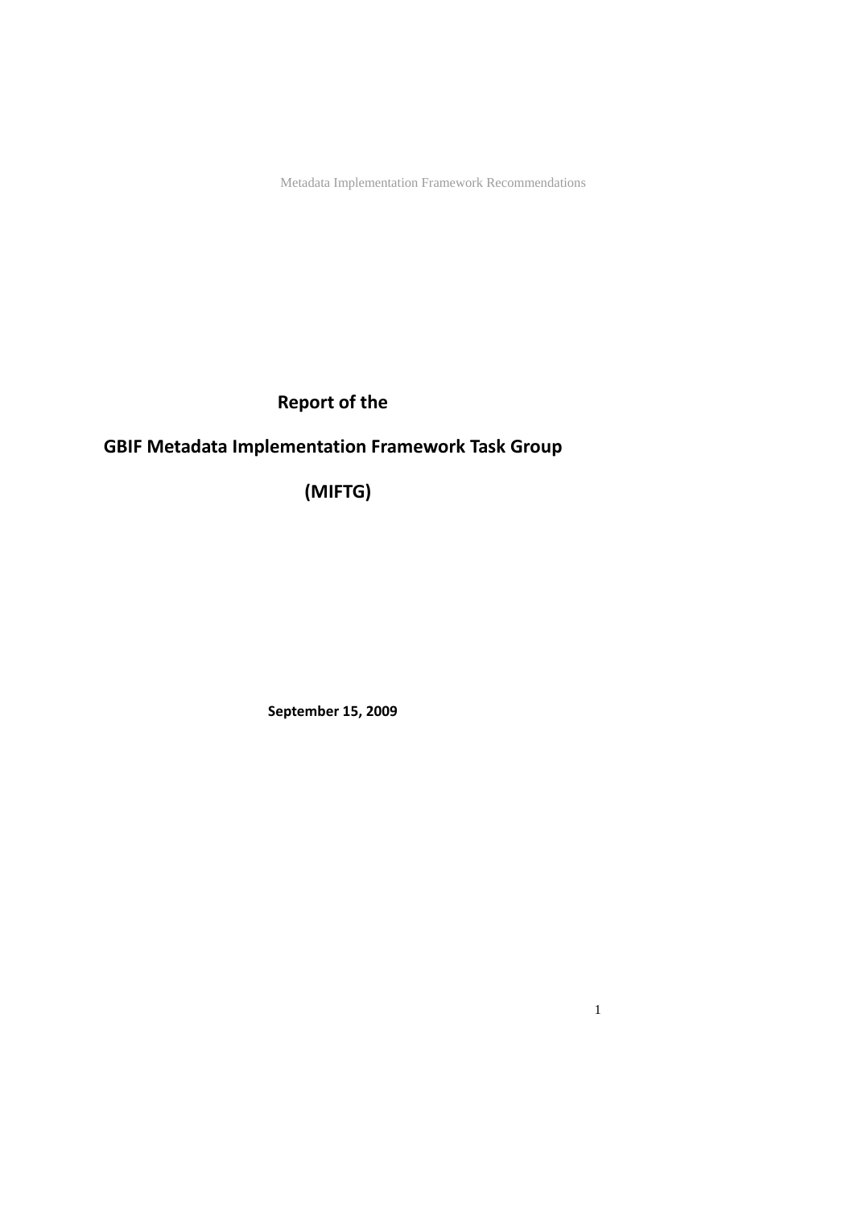**Report of the**

**GBIF Metadata Implementation Framework Task Group**

**(MIFTG)**

**September 15, 2009**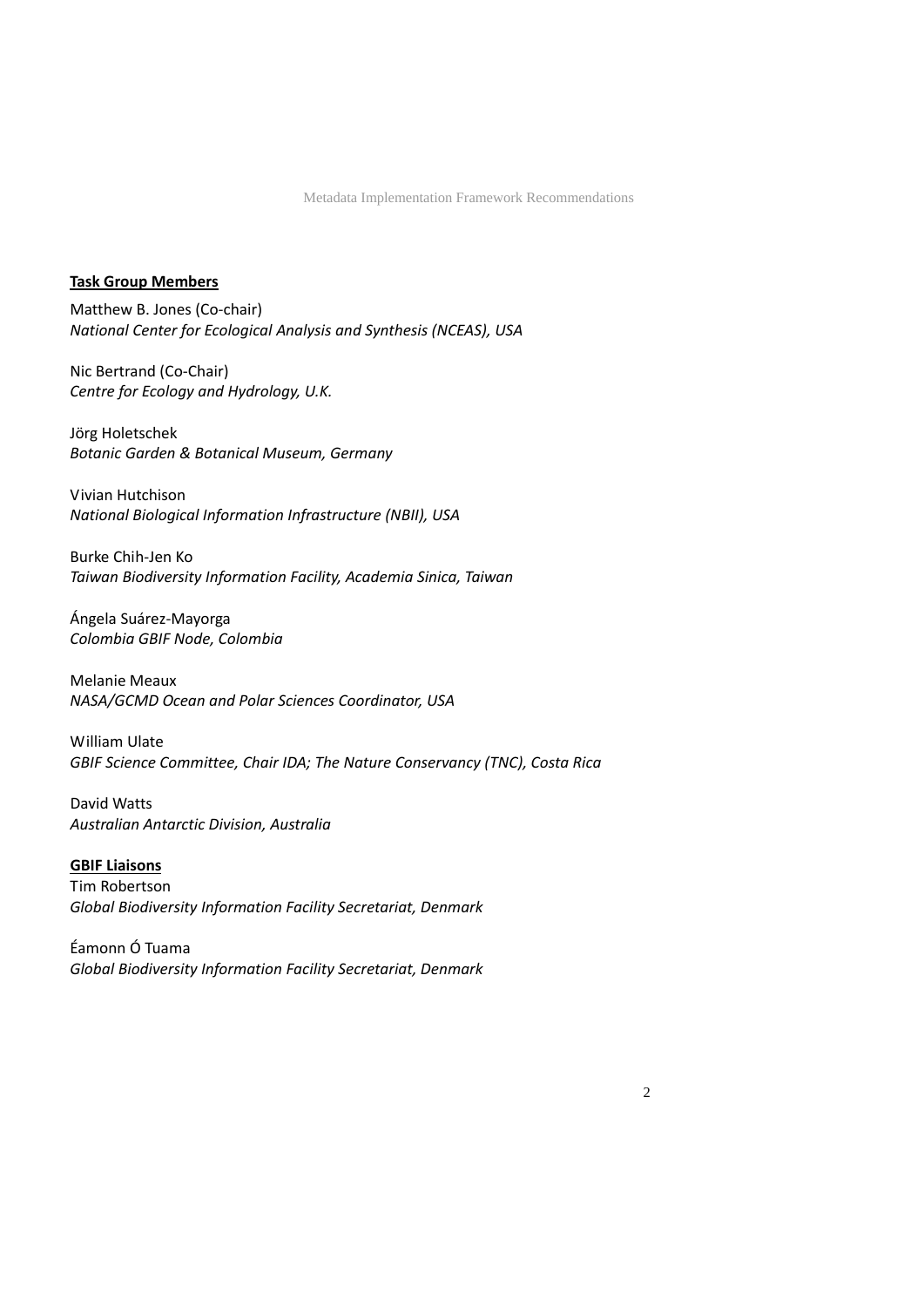**Task Group Members**

Matthew B. Jones (Co-chair)
*National Center for Ecological Analysis and Synthesis (NCEAS), USA*

Nic Bertrand (Co-Chair)
*Centre for Ecology and Hydrology, U.K.*

Jörg Holetschek
*Botanic Garden & Botanical Museum, Germany*

Vivian Hutchison
*National Biological Information Infrastructure (NBII), USA*

Burke Chih-Jen Ko
*Taiwan Biodiversity Information Facility, Academia Sinica, Taiwan*

Ángela Suárez-Mayorga
*Colombia GBIF Node, Colombia*

Melanie Meaux
*NASA/GCMD Ocean and Polar Sciences Coordinator, USA*

William Ulate
*GBIF Science Committee, Chair IDA; The Nature Conservancy (TNC), Costa Rica*

David Watts
*Australian Antarctic Division, Australia*

**GBIF Liaisons**

Tim Robertson
*Global Biodiversity Information Facility Secretariat, Denmark*

Éamonn Ó Tuama
*Global Biodiversity Information Facility Secretariat, Denmark*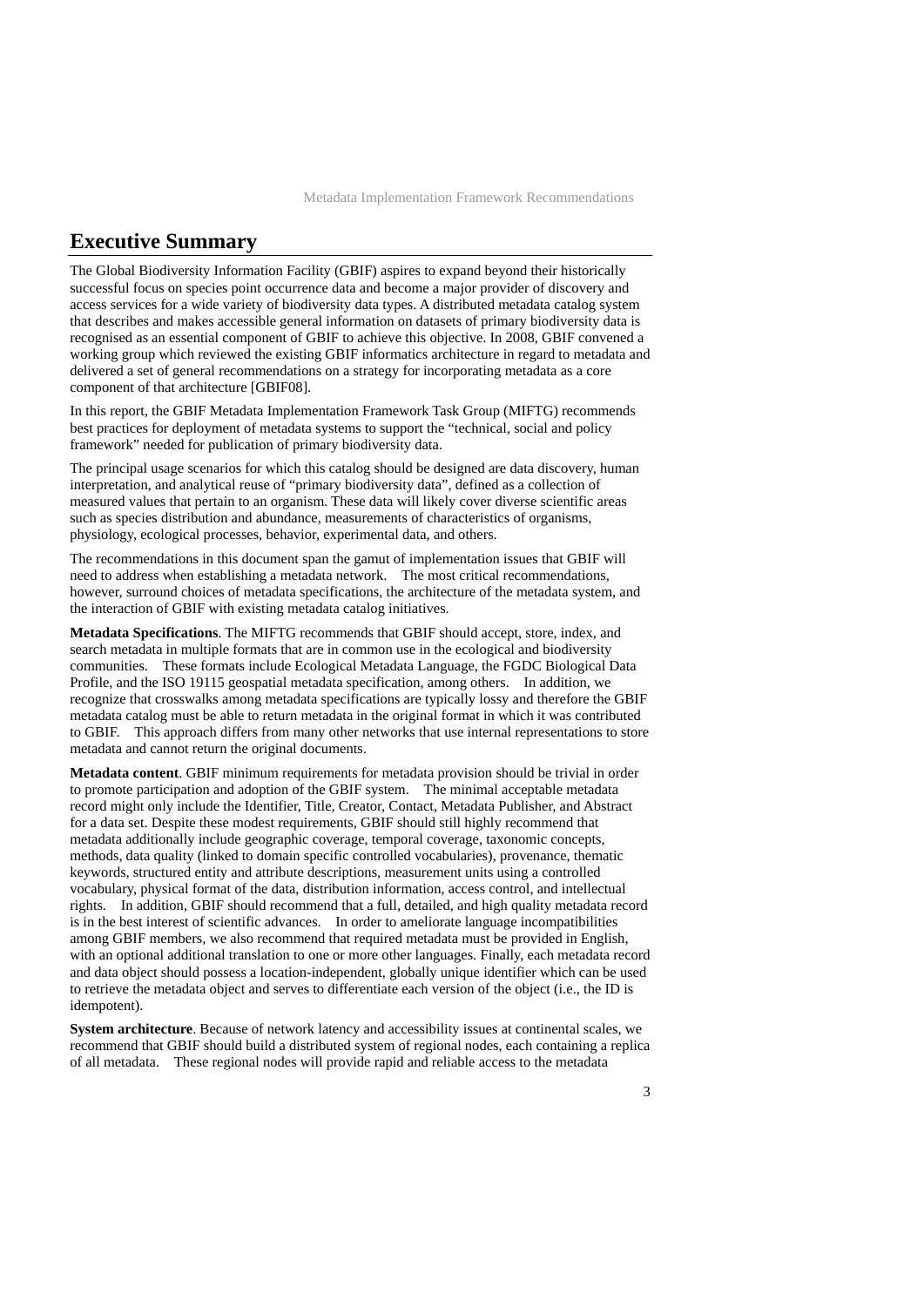## Executive Summary

The Global Biodiversity Information Facility (GBIF) aspires to expand beyond their historically successful focus on species point occurrence data and become a major provider of discovery and access services for a wide variety of biodiversity data types. A distributed metadata catalog system that describes and makes accessible general information on datasets of primary biodiversity data is recognised as an essential component of GBIF to achieve this objective. In 2008, GBIF convened a working group which reviewed the existing GBIF informatics architecture in regard to metadata and delivered a set of general recommendations on a strategy for incorporating metadata as a core component of that architecture [GBIF08].

In this report, the GBIF Metadata Implementation Framework Task Group (MIFTG) recommends best practices for deployment of metadata systems to support the "technical, social and policy framework" needed for publication of primary biodiversity data.

The principal usage scenarios for which this catalog should be designed are data discovery, human interpretation, and analytical reuse of "primary biodiversity data", defined as a collection of measured values that pertain to an organism. These data will likely cover diverse scientific areas such as species distribution and abundance, measurements of characteristics of organisms, physiology, ecological processes, behavior, experimental data, and others.

The recommendations in this document span the gamut of implementation issues that GBIF will need to address when establishing a metadata network. The most critical recommendations, however, surround choices of metadata specifications, the architecture of the metadata system, and the interaction of GBIF with existing metadata catalog initiatives.

**Metadata Specifications**. The MIFTG recommends that GBIF should accept, store, index, and search metadata in multiple formats that are in common use in the ecological and biodiversity communities. These formats include Ecological Metadata Language, the FGDC Biological Data Profile, and the ISO 19115 geospatial metadata specification, among others. In addition, we recognize that crosswalks among metadata specifications are typically lossy and therefore the GBIF metadata catalog must be able to return metadata in the original format in which it was contributed to GBIF. This approach differs from many other networks that use internal representations to store metadata and cannot return the original documents.

**Metadata content**. GBIF minimum requirements for metadata provision should be trivial in order to promote participation and adoption of the GBIF system. The minimal acceptable metadata record might only include the Identifier, Title, Creator, Contact, Metadata Publisher, and Abstract for a data set. Despite these modest requirements, GBIF should still highly recommend that metadata additionally include geographic coverage, temporal coverage, taxonomic concepts, methods, data quality (linked to domain specific controlled vocabularies), provenance, thematic keywords, structured entity and attribute descriptions, measurement units using a controlled vocabulary, physical format of the data, distribution information, access control, and intellectual rights. In addition, GBIF should recommend that a full, detailed, and high quality metadata record is in the best interest of scientific advances. In order to ameliorate language incompatibilities among GBIF members, we also recommend that required metadata must be provided in English, with an optional additional translation to one or more other languages. Finally, each metadata record and data object should possess a location-independent, globally unique identifier which can be used to retrieve the metadata object and serves to differentiate each version of the object (i.e., the ID is idempotent).

**System architecture**. Because of network latency and accessibility issues at continental scales, we recommend that GBIF should build a distributed system of regional nodes, each containing a replica of all metadata. These regional nodes will provide rapid and reliable access to the metadata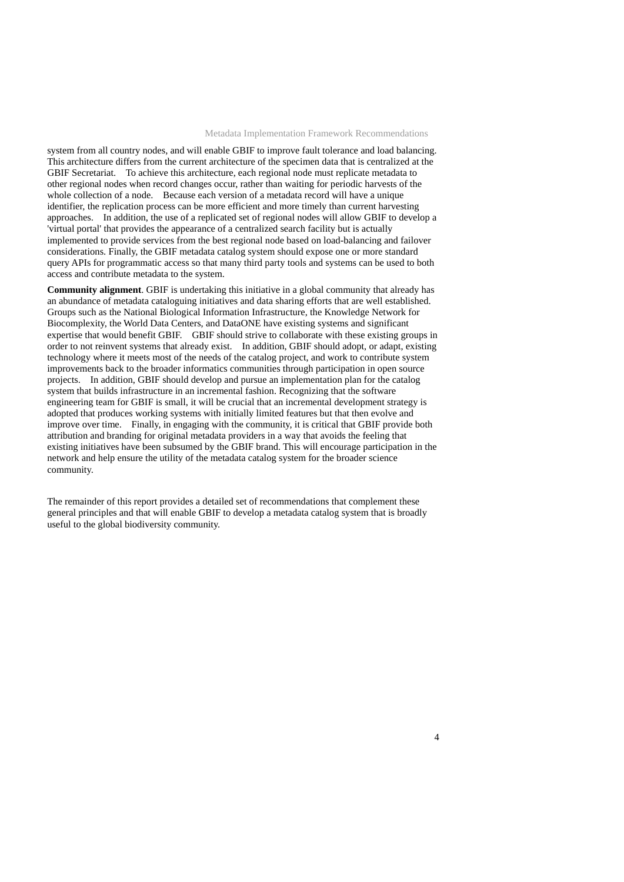system from all country nodes, and will enable GBIF to improve fault tolerance and load balancing. This architecture differs from the current architecture of the specimen data that is centralized at the GBIF Secretariat. To achieve this architecture, each regional node must replicate metadata to other regional nodes when record changes occur, rather than waiting for periodic harvests of the whole collection of a node. Because each version of a metadata record will have a unique identifier, the replication process can be more efficient and more timely than current harvesting approaches. In addition, the use of a replicated set of regional nodes will allow GBIF to develop a 'virtual portal' that provides the appearance of a centralized search facility but is actually implemented to provide services from the best regional node based on load-balancing and failover considerations. Finally, the GBIF metadata catalog system should expose one or more standard query APIs for programmatic access so that many third party tools and systems can be used to both access and contribute metadata to the system.

**Community alignment**. GBIF is undertaking this initiative in a global community that already has an abundance of metadata cataloguing initiatives and data sharing efforts that are well established. Groups such as the National Biological Information Infrastructure, the Knowledge Network for Biocomplexity, the World Data Centers, and DataONE have existing systems and significant expertise that would benefit GBIF. GBIF should strive to collaborate with these existing groups in order to not reinvent systems that already exist. In addition, GBIF should adopt, or adapt, existing technology where it meets most of the needs of the catalog project, and work to contribute system improvements back to the broader informatics communities through participation in open source projects. In addition, GBIF should develop and pursue an implementation plan for the catalog system that builds infrastructure in an incremental fashion. Recognizing that the software engineering team for GBIF is small, it will be crucial that an incremental development strategy is adopted that produces working systems with initially limited features but that then evolve and improve over time. Finally, in engaging with the community, it is critical that GBIF provide both attribution and branding for original metadata providers in a way that avoids the feeling that existing initiatives have been subsumed by the GBIF brand. This will encourage participation in the network and help ensure the utility of the metadata catalog system for the broader science community.

The remainder of this report provides a detailed set of recommendations that complement these general principles and that will enable GBIF to develop a metadata catalog system that is broadly useful to the global biodiversity community.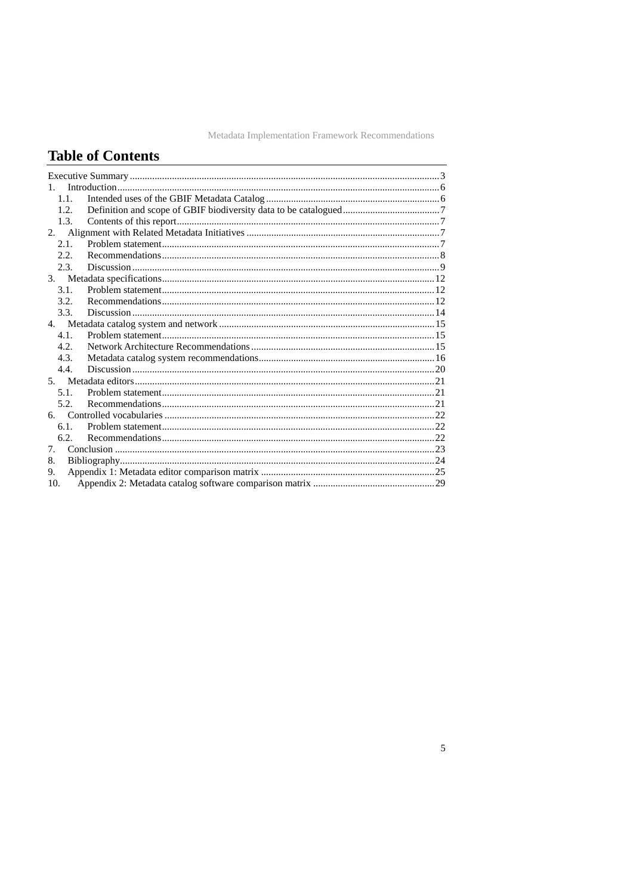## Table of Contents

- Executive Summary ..... 3
- 1. Introduction ..... 6
  - 1.1. Intended uses of the GBIF Metadata Catalog ..... 6
  - 1.2. Definition and scope of GBIF biodiversity data to be catalogued ..... 7
  - 1.3. Contents of this report ..... 7
- 2. Alignment with Related Metadata Initiatives ..... 7
  - 2.1. Problem statement ..... 7
  - 2.2. Recommendations ..... 8
  - 2.3. Discussion ..... 9
- 3. Metadata specifications ..... 12
  - 3.1. Problem statement ..... 12
  - 3.2. Recommendations ..... 12
  - 3.3. Discussion ..... 14
- 4. Metadata catalog system and network ..... 15
  - 4.1. Problem statement ..... 15
  - 4.2. Network Architecture Recommendations ..... 15
  - 4.3. Metadata catalog system recommendations ..... 16
  - 4.4. Discussion ..... 20
- 5. Metadata editors ..... 21
  - 5.1. Problem statement ..... 21
  - 5.2. Recommendations ..... 21
- 6. Controlled vocabularies ..... 22
  - 6.1. Problem statement ..... 22
  - 6.2. Recommendations ..... 22
- 7. Conclusion ..... 23
- 8. Bibliography ..... 24
- 9. Appendix 1: Metadata editor comparison matrix ..... 25
- 10. Appendix 2: Metadata catalog software comparison matrix ..... 29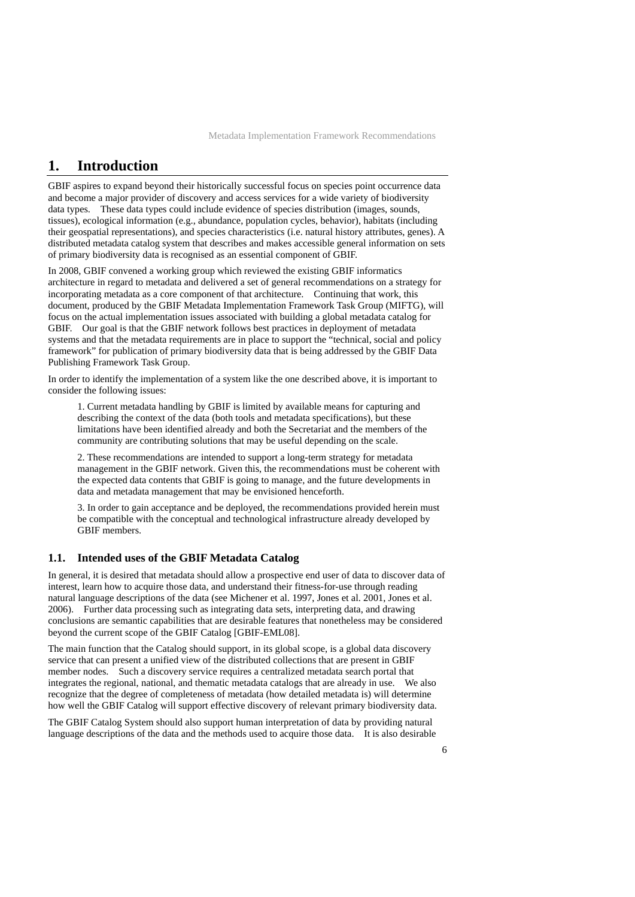# 1. Introduction

GBIF aspires to expand beyond their historically successful focus on species point occurrence data and become a major provider of discovery and access services for a wide variety of biodiversity data types. These data types could include evidence of species distribution (images, sounds, tissues), ecological information (e.g., abundance, population cycles, behavior), habitats (including their geospatial representations), and species characteristics (i.e. natural history attributes, genes). A distributed metadata catalog system that describes and makes accessible general information on sets of primary biodiversity data is recognised as an essential component of GBIF.

In 2008, GBIF convened a working group which reviewed the existing GBIF informatics architecture in regard to metadata and delivered a set of general recommendations on a strategy for incorporating metadata as a core component of that architecture. Continuing that work, this document, produced by the GBIF Metadata Implementation Framework Task Group (MIFTG), will focus on the actual implementation issues associated with building a global metadata catalog for GBIF. Our goal is that the GBIF network follows best practices in deployment of metadata systems and that the metadata requirements are in place to support the "technical, social and policy framework" for publication of primary biodiversity data that is being addressed by the GBIF Data Publishing Framework Task Group.

In order to identify the implementation of a system like the one described above, it is important to consider the following issues:

1. Current metadata handling by GBIF is limited by available means for capturing and describing the context of the data (both tools and metadata specifications), but these limitations have been identified already and both the Secretariat and the members of the community are contributing solutions that may be useful depending on the scale.

2. These recommendations are intended to support a long-term strategy for metadata management in the GBIF network. Given this, the recommendations must be coherent with the expected data contents that GBIF is going to manage, and the future developments in data and metadata management that may be envisioned henceforth.

3. In order to gain acceptance and be deployed, the recommendations provided herein must be compatible with the conceptual and technological infrastructure already developed by GBIF members.

## 1.1. Intended uses of the GBIF Metadata Catalog

In general, it is desired that metadata should allow a prospective end user of data to discover data of interest, learn how to acquire those data, and understand their fitness-for-use through reading natural language descriptions of the data (see Michener et al. 1997, Jones et al. 2001, Jones et al. 2006). Further data processing such as integrating data sets, interpreting data, and drawing conclusions are semantic capabilities that are desirable features that nonetheless may be considered beyond the current scope of the GBIF Catalog [GBIF-EML08].

The main function that the Catalog should support, in its global scope, is a global data discovery service that can present a unified view of the distributed collections that are present in GBIF member nodes. Such a discovery service requires a centralized metadata search portal that integrates the regional, national, and thematic metadata catalogs that are already in use. We also recognize that the degree of completeness of metadata (how detailed metadata is) will determine how well the GBIF Catalog will support effective discovery of relevant primary biodiversity data.

The GBIF Catalog System should also support human interpretation of data by providing natural language descriptions of the data and the methods used to acquire those data. It is also desirable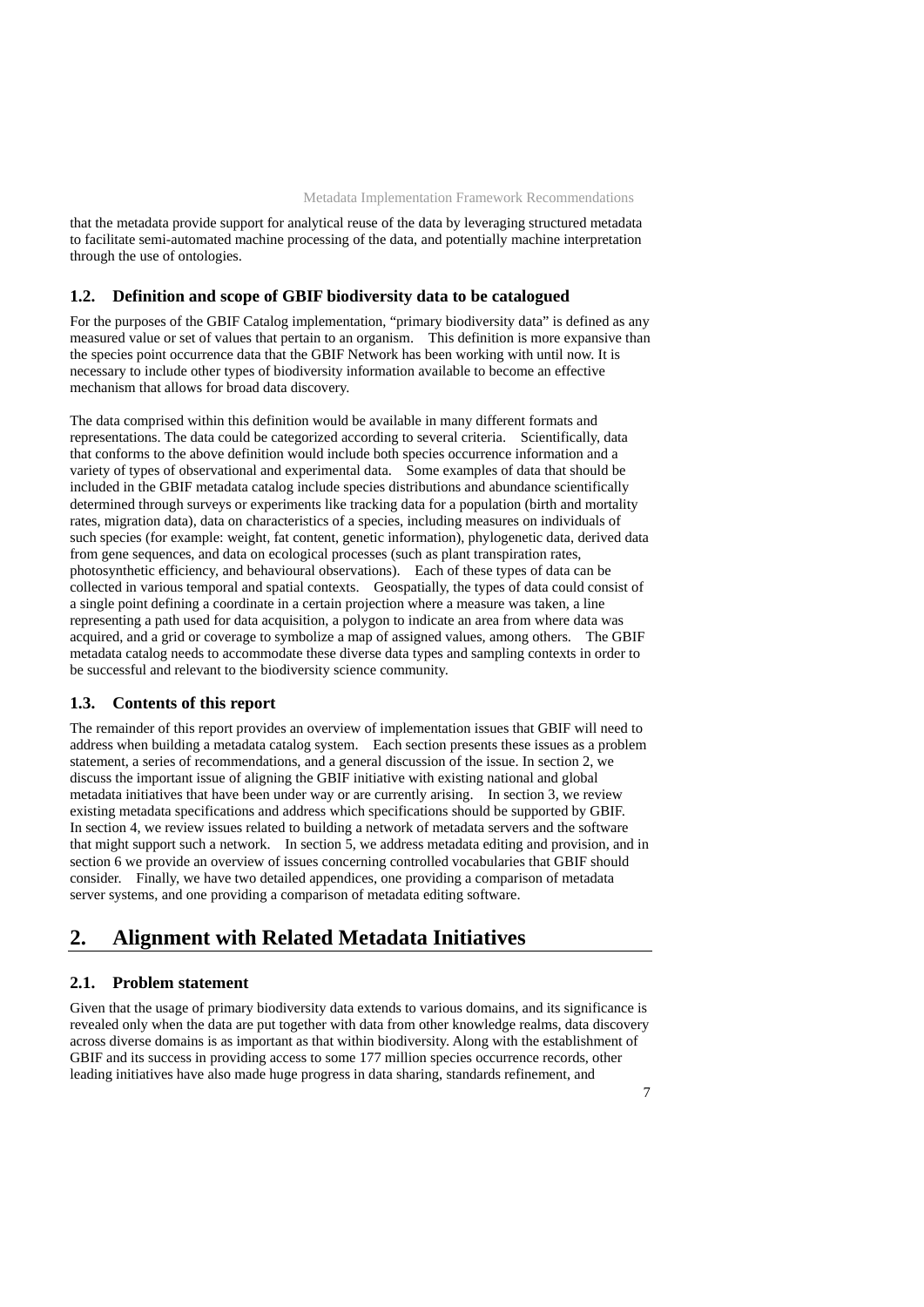that the metadata provide support for analytical reuse of the data by leveraging structured metadata to facilitate semi-automated machine processing of the data, and potentially machine interpretation through the use of ontologies.

### 1.2. Definition and scope of GBIF biodiversity data to be catalogued

For the purposes of the GBIF Catalog implementation, "primary biodiversity data" is defined as any measured value or set of values that pertain to an organism. This definition is more expansive than the species point occurrence data that the GBIF Network has been working with until now. It is necessary to include other types of biodiversity information available to become an effective mechanism that allows for broad data discovery.

The data comprised within this definition would be available in many different formats and representations. The data could be categorized according to several criteria. Scientifically, data that conforms to the above definition would include both species occurrence information and a variety of types of observational and experimental data. Some examples of data that should be included in the GBIF metadata catalog include species distributions and abundance scientifically determined through surveys or experiments like tracking data for a population (birth and mortality rates, migration data), data on characteristics of a species, including measures on individuals of such species (for example: weight, fat content, genetic information), phylogenetic data, derived data from gene sequences, and data on ecological processes (such as plant transpiration rates, photosynthetic efficiency, and behavioural observations). Each of these types of data can be collected in various temporal and spatial contexts. Geospatially, the types of data could consist of a single point defining a coordinate in a certain projection where a measure was taken, a line representing a path used for data acquisition, a polygon to indicate an area from where data was acquired, and a grid or coverage to symbolize a map of assigned values, among others. The GBIF metadata catalog needs to accommodate these diverse data types and sampling contexts in order to be successful and relevant to the biodiversity science community.

### 1.3. Contents of this report

The remainder of this report provides an overview of implementation issues that GBIF will need to address when building a metadata catalog system. Each section presents these issues as a problem statement, a series of recommendations, and a general discussion of the issue. In section 2, we discuss the important issue of aligning the GBIF initiative with existing national and global metadata initiatives that have been under way or are currently arising. In section 3, we review existing metadata specifications and address which specifications should be supported by GBIF. In section 4, we review issues related to building a network of metadata servers and the software that might support such a network. In section 5, we address metadata editing and provision, and in section 6 we provide an overview of issues concerning controlled vocabularies that GBIF should consider. Finally, we have two detailed appendices, one providing a comparison of metadata server systems, and one providing a comparison of metadata editing software.

## 2. Alignment with Related Metadata Initiatives

### 2.1. Problem statement

Given that the usage of primary biodiversity data extends to various domains, and its significance is revealed only when the data are put together with data from other knowledge realms, data discovery across diverse domains is as important as that within biodiversity. Along with the establishment of GBIF and its success in providing access to some 177 million species occurrence records, other leading initiatives have also made huge progress in data sharing, standards refinement, and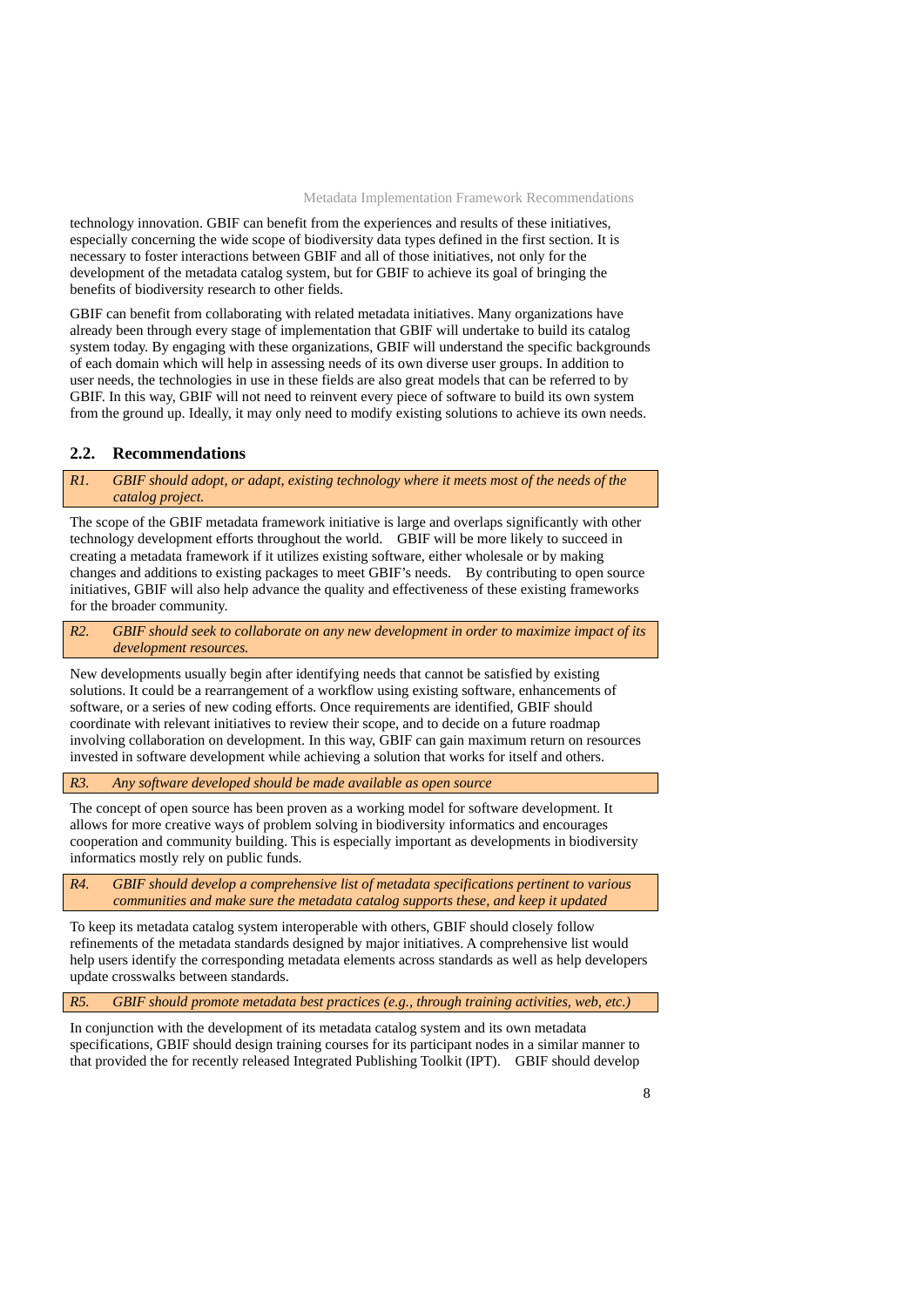technology innovation. GBIF can benefit from the experiences and results of these initiatives, especially concerning the wide scope of biodiversity data types defined in the first section. It is necessary to foster interactions between GBIF and all of those initiatives, not only for the development of the metadata catalog system, but for GBIF to achieve its goal of bringing the benefits of biodiversity research to other fields.

GBIF can benefit from collaborating with related metadata initiatives. Many organizations have already been through every stage of implementation that GBIF will undertake to build its catalog system today. By engaging with these organizations, GBIF will understand the specific backgrounds of each domain which will help in assessing needs of its own diverse user groups. In addition to user needs, the technologies in use in these fields are also great models that can be referred to by GBIF. In this way, GBIF will not need to reinvent every piece of software to build its own system from the ground up. Ideally, it may only need to modify existing solutions to achieve its own needs.

## 2.2. Recommendations

*R1. GBIF should adopt, or adapt, existing technology where it meets most of the needs of the catalog project.*

The scope of the GBIF metadata framework initiative is large and overlaps significantly with other technology development efforts throughout the world. GBIF will be more likely to succeed in creating a metadata framework if it utilizes existing software, either wholesale or by making changes and additions to existing packages to meet GBIF's needs. By contributing to open source initiatives, GBIF will also help advance the quality and effectiveness of these existing frameworks for the broader community.

*R2. GBIF should seek to collaborate on any new development in order to maximize impact of its development resources.*

New developments usually begin after identifying needs that cannot be satisfied by existing solutions. It could be a rearrangement of a workflow using existing software, enhancements of software, or a series of new coding efforts. Once requirements are identified, GBIF should coordinate with relevant initiatives to review their scope, and to decide on a future roadmap involving collaboration on development. In this way, GBIF can gain maximum return on resources invested in software development while achieving a solution that works for itself and others.

*R3. Any software developed should be made available as open source*

The concept of open source has been proven as a working model for software development. It allows for more creative ways of problem solving in biodiversity informatics and encourages cooperation and community building. This is especially important as developments in biodiversity informatics mostly rely on public funds.

*R4. GBIF should develop a comprehensive list of metadata specifications pertinent to various communities and make sure the metadata catalog supports these, and keep it updated*

To keep its metadata catalog system interoperable with others, GBIF should closely follow refinements of the metadata standards designed by major initiatives. A comprehensive list would help users identify the corresponding metadata elements across standards as well as help developers update crosswalks between standards.

*R5. GBIF should promote metadata best practices (e.g., through training activities, web, etc.)*

In conjunction with the development of its metadata catalog system and its own metadata specifications, GBIF should design training courses for its participant nodes in a similar manner to that provided the for recently released Integrated Publishing Toolkit (IPT). GBIF should develop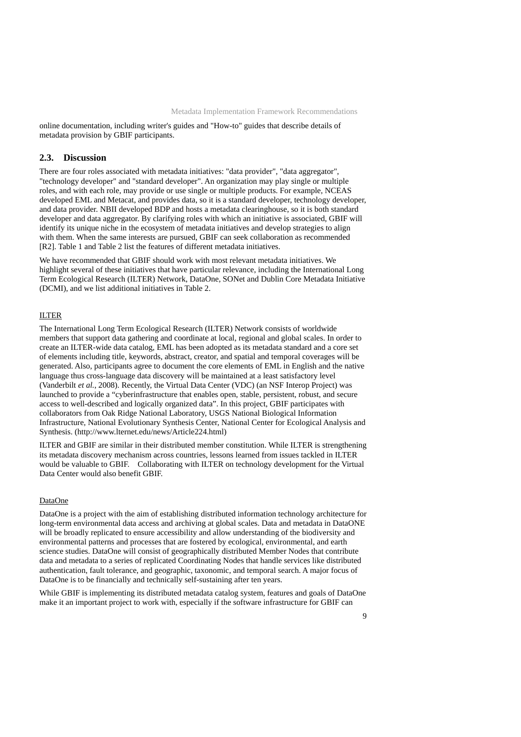online documentation, including writer's guides and "How-to" guides that describe details of metadata provision by GBIF participants.

## 2.3. Discussion

There are four roles associated with metadata initiatives: "data provider", "data aggregator", "technology developer" and "standard developer". An organization may play single or multiple roles, and with each role, may provide or use single or multiple products. For example, NCEAS developed EML and Metacat, and provides data, so it is a standard developer, technology developer, and data provider. NBII developed BDP and hosts a metadata clearinghouse, so it is both standard developer and data aggregator. By clarifying roles with which an initiative is associated, GBIF will identify its unique niche in the ecosystem of metadata initiatives and develop strategies to align with them. When the same interests are pursued, GBIF can seek collaboration as recommended [R2]. Table 1 and Table 2 list the features of different metadata initiatives.

We have recommended that GBIF should work with most relevant metadata initiatives. We highlight several of these initiatives that have particular relevance, including the International Long Term Ecological Research (ILTER) Network, DataOne, SONet and Dublin Core Metadata Initiative (DCMI), and we list additional initiatives in Table 2.

<u>ILTER</u>

The International Long Term Ecological Research (ILTER) Network consists of worldwide members that support data gathering and coordinate at local, regional and global scales. In order to create an ILTER-wide data catalog, EML has been adopted as its metadata standard and a core set of elements including title, keywords, abstract, creator, and spatial and temporal coverages will be generated. Also, participants agree to document the core elements of EML in English and the native language thus cross-language data discovery will be maintained at a least satisfactory level (Vanderbilt *et al.*, 2008). Recently, the Virtual Data Center (VDC) (an NSF Interop Project) was launched to provide a "cyberinfrastructure that enables open, stable, persistent, robust, and secure access to well-described and logically organized data". In this project, GBIF participates with collaborators from Oak Ridge National Laboratory, USGS National Biological Information Infrastructure, National Evolutionary Synthesis Center, National Center for Ecological Analysis and Synthesis. (http://www.lternet.edu/news/Article224.html)

ILTER and GBIF are similar in their distributed member constitution. While ILTER is strengthening its metadata discovery mechanism across countries, lessons learned from issues tackled in ILTER would be valuable to GBIF. Collaborating with ILTER on technology development for the Virtual Data Center would also benefit GBIF.

<u>DataOne</u>

DataOne is a project with the aim of establishing distributed information technology architecture for long-term environmental data access and archiving at global scales. Data and metadata in DataONE will be broadly replicated to ensure accessibility and allow understanding of the biodiversity and environmental patterns and processes that are fostered by ecological, environmental, and earth science studies. DataOne will consist of geographically distributed Member Nodes that contribute data and metadata to a series of replicated Coordinating Nodes that handle services like distributed authentication, fault tolerance, and geographic, taxonomic, and temporal search. A major focus of DataOne is to be financially and technically self-sustaining after ten years.

While GBIF is implementing its distributed metadata catalog system, features and goals of DataOne make it an important project to work with, especially if the software infrastructure for GBIF can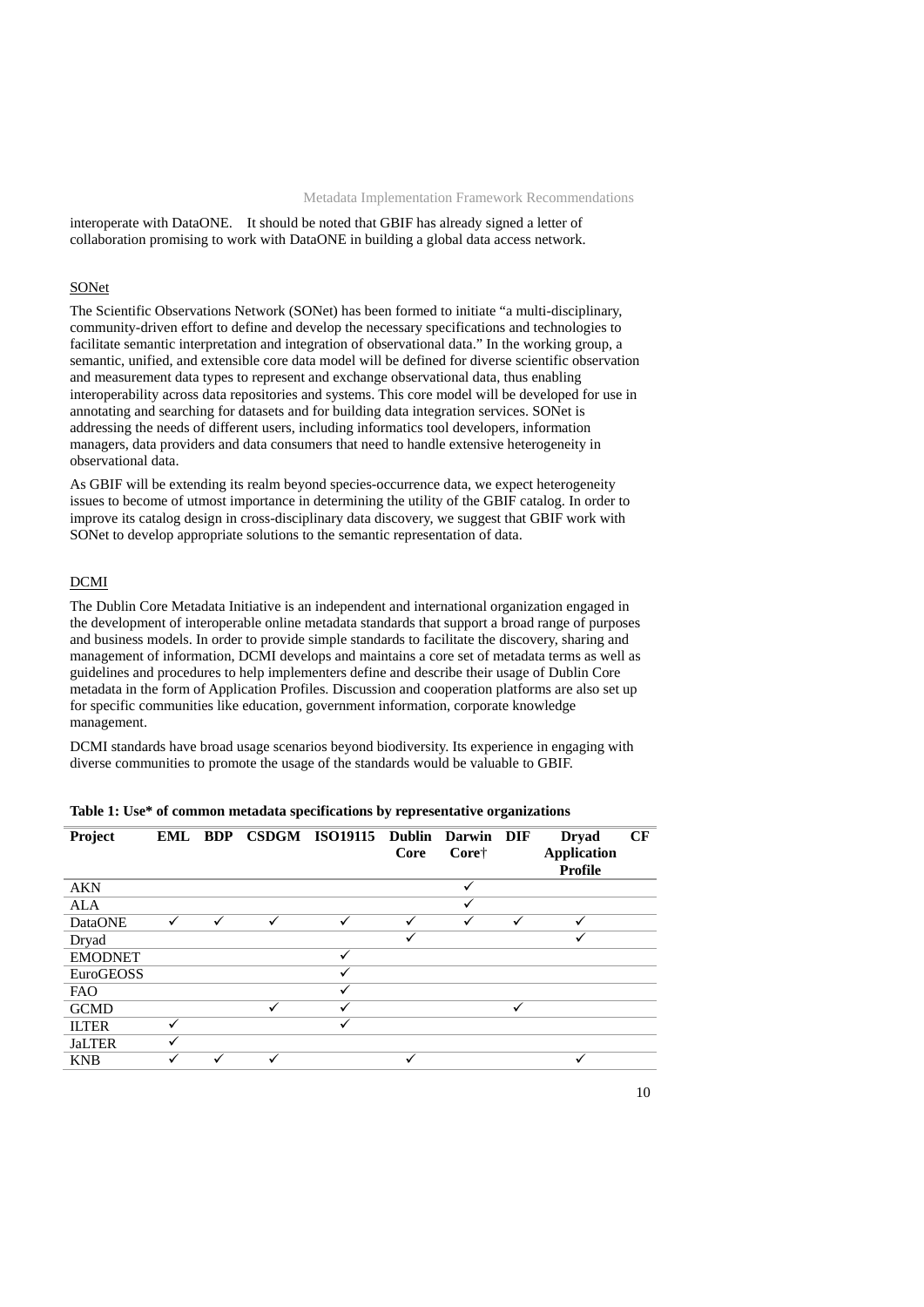interoperate with DataONE. It should be noted that GBIF has already signed a letter of collaboration promising to work with DataONE in building a global data access network.

SONet

The Scientific Observations Network (SONet) has been formed to initiate “a multi-disciplinary, community-driven effort to define and develop the necessary specifications and technologies to facilitate semantic interpretation and integration of observational data.” In the working group, a semantic, unified, and extensible core data model will be defined for diverse scientific observation and measurement data types to represent and exchange observational data, thus enabling interoperability across data repositories and systems. This core model will be developed for use in annotating and searching for datasets and for building data integration services. SONet is addressing the needs of different users, including informatics tool developers, information managers, data providers and data consumers that need to handle extensive heterogeneity in observational data.

As GBIF will be extending its realm beyond species-occurrence data, we expect heterogeneity issues to become of utmost importance in determining the utility of the GBIF catalog. In order to improve its catalog design in cross-disciplinary data discovery, we suggest that GBIF work with SONet to develop appropriate solutions to the semantic representation of data.

DCMI

The Dublin Core Metadata Initiative is an independent and international organization engaged in the development of interoperable online metadata standards that support a broad range of purposes and business models. In order to provide simple standards to facilitate the discovery, sharing and management of information, DCMI develops and maintains a core set of metadata terms as well as guidelines and procedures to help implementers define and describe their usage of Dublin Core metadata in the form of Application Profiles. Discussion and cooperation platforms are also set up for specific communities like education, government information, corporate knowledge management.

DCMI standards have broad usage scenarios beyond biodiversity. Its experience in engaging with diverse communities to promote the usage of the standards would be valuable to GBIF.

**Table 1: Use* of common metadata specifications by representative organizations**

| Project | EML | BDP | CSDGM | ISO19115 | Dublin Core | Darwin Core† | DIF | Dryad Application Profile | CF |
|---|---|---|---|---|---|---|---|---|---|
| AKN | | | | | | ✓ | | | |
| ALA | | | | | | ✓ | | | |
| DataONE | ✓ | ✓ | ✓ | ✓ | ✓ | ✓ | ✓ | ✓ | |
| Dryad | | | | | ✓ | | | ✓ | |
| EMODNET | | | | ✓ | | | | | |
| EuroGEOSS | | | | ✓ | | | | | |
| FAO | | | | ✓ | | | | | |
| GCMD | | | ✓ | ✓ | | | ✓ | | |
| ILTER | ✓ | | | ✓ | | | | | |
| JaLTER | ✓ | | | | | | | | |
| KNB | ✓ | ✓ | ✓ | | ✓ | | | ✓ | |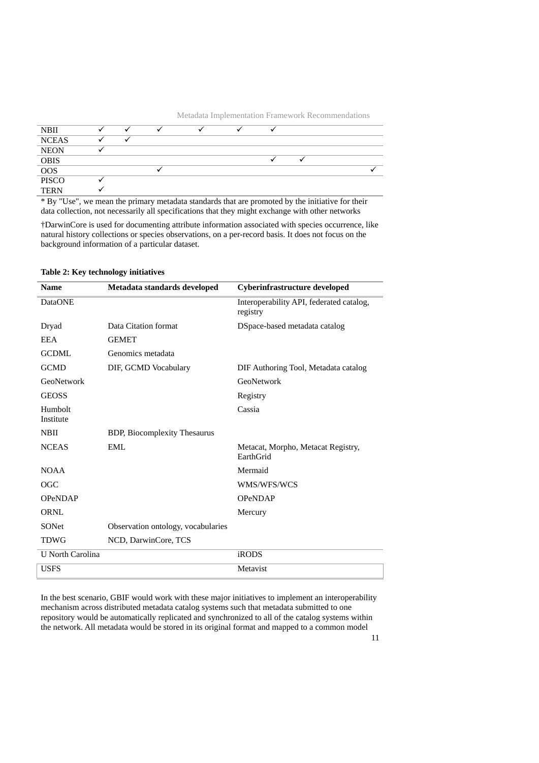| | | | | | | | | |
|---|---|---|---|---|---|---|---|---|
| NBII | ✓ | ✓ | ✓ | ✓ | ✓ | ✓ | | |
| NCEAS | ✓ | ✓ | | | | | | |
| NEON | ✓ | | | | | | | |
| OBIS | | | | | | ✓ | ✓ | |
| OOS | | | ✓ | | | | | ✓ |
| PISCO | ✓ | | | | | | | |
| TERN | ✓ | | | | | | | |

* By "Use", we mean the primary metadata standards that are promoted by the initiative for their data collection, not necessarily all specifications that they might exchange with other networks

†DarwinCore is used for documenting attribute information associated with species occurrence, like natural history collections or species observations, on a per-record basis. It does not focus on the background information of a particular dataset.

**Table 2: Key technology initiatives**

| Name | Metadata standards developed | Cyberinfrastructure developed |
|---|---|---|
| DataONE | | Interoperability API, federated catalog, registry |
| Dryad | Data Citation format | DSpace-based metadata catalog |
| EEA | GEMET | |
| GCDML | Genomics metadata | |
| GCMD | DIF, GCMD Vocabulary | DIF Authoring Tool, Metadata catalog |
| GeoNetwork | | GeoNetwork |
| GEOSS | | Registry |
| Humbolt Institute | | Cassia |
| NBII | BDP, Biocomplexity Thesaurus | |
| NCEAS | EML | Metacat, Morpho, Metacat Registry, EarthGrid |
| NOAA | | Mermaid |
| OGC | | WMS/WFS/WCS |
| OPeNDAP | | OPeNDAP |
| ORNL | | Mercury |
| SONet | Observation ontology, vocabularies | |
| TDWG | NCD, DarwinCore, TCS | |
| U North Carolina | | iRODS |
| USFS | | Metavist |

In the best scenario, GBIF would work with these major initiatives to implement an interoperability mechanism across distributed metadata catalog systems such that metadata submitted to one repository would be automatically replicated and synchronized to all of the catalog systems within the network. All metadata would be stored in its original format and mapped to a common model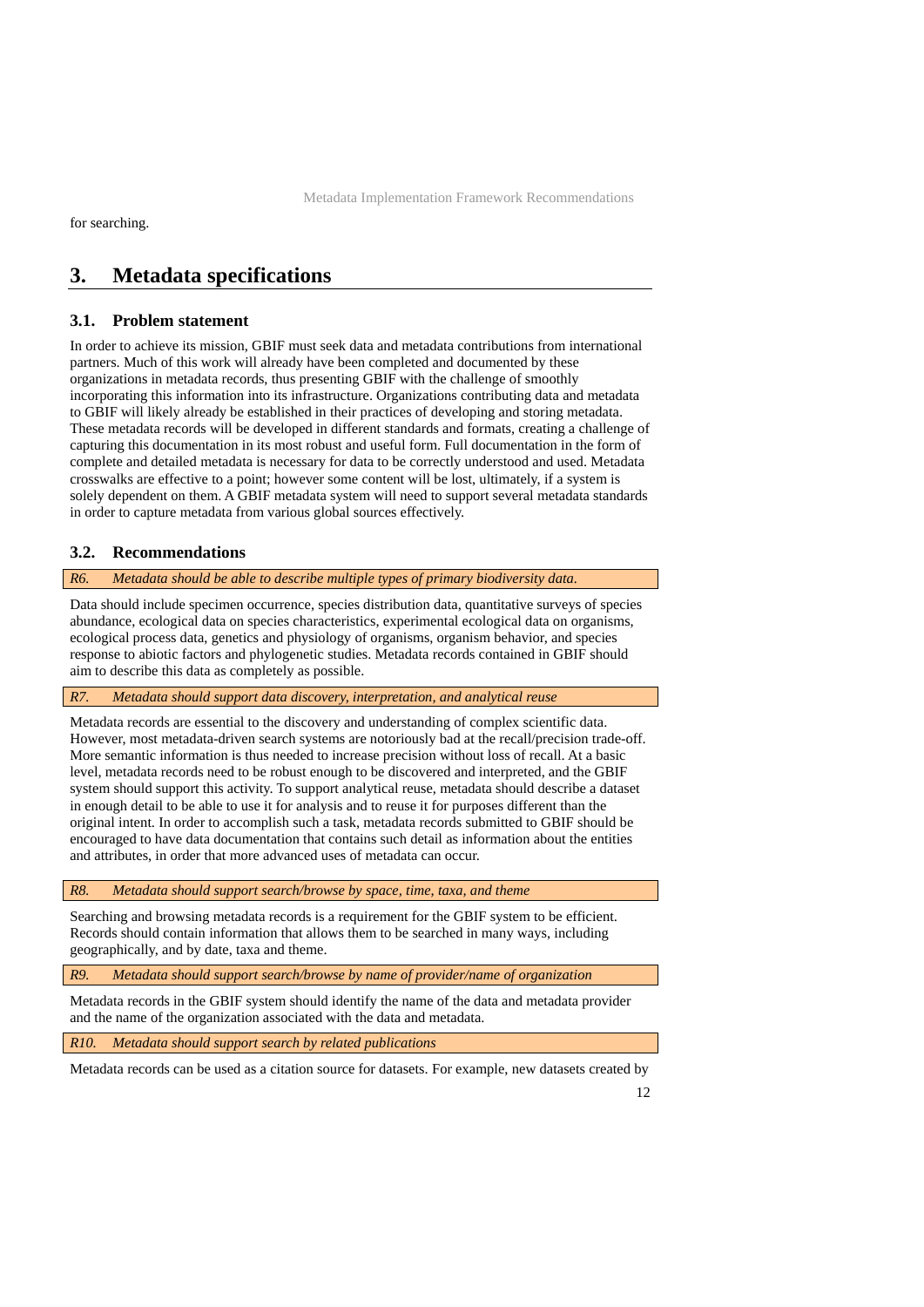for searching.

# 3. Metadata specifications

## 3.1. Problem statement

In order to achieve its mission, GBIF must seek data and metadata contributions from international partners. Much of this work will already have been completed and documented by these organizations in metadata records, thus presenting GBIF with the challenge of smoothly incorporating this information into its infrastructure. Organizations contributing data and metadata to GBIF will likely already be established in their practices of developing and storing metadata. These metadata records will be developed in different standards and formats, creating a challenge of capturing this documentation in its most robust and useful form. Full documentation in the form of complete and detailed metadata is necessary for data to be correctly understood and used. Metadata crosswalks are effective to a point; however some content will be lost, ultimately, if a system is solely dependent on them. A GBIF metadata system will need to support several metadata standards in order to capture metadata from various global sources effectively.

## 3.2. Recommendations

*R6. Metadata should be able to describe multiple types of primary biodiversity data.*

Data should include specimen occurrence, species distribution data, quantitative surveys of species abundance, ecological data on species characteristics, experimental ecological data on organisms, ecological process data, genetics and physiology of organisms, organism behavior, and species response to abiotic factors and phylogenetic studies. Metadata records contained in GBIF should aim to describe this data as completely as possible.

*R7. Metadata should support data discovery, interpretation, and analytical reuse*

Metadata records are essential to the discovery and understanding of complex scientific data. However, most metadata-driven search systems are notoriously bad at the recall/precision trade-off. More semantic information is thus needed to increase precision without loss of recall. At a basic level, metadata records need to be robust enough to be discovered and interpreted, and the GBIF system should support this activity. To support analytical reuse, metadata should describe a dataset in enough detail to be able to use it for analysis and to reuse it for purposes different than the original intent. In order to accomplish such a task, metadata records submitted to GBIF should be encouraged to have data documentation that contains such detail as information about the entities and attributes, in order that more advanced uses of metadata can occur.

*R8. Metadata should support search/browse by space, time, taxa, and theme*

Searching and browsing metadata records is a requirement for the GBIF system to be efficient. Records should contain information that allows them to be searched in many ways, including geographically, and by date, taxa and theme.

*R9. Metadata should support search/browse by name of provider/name of organization*

Metadata records in the GBIF system should identify the name of the data and metadata provider and the name of the organization associated with the data and metadata.

*R10. Metadata should support search by related publications*

Metadata records can be used as a citation source for datasets. For example, new datasets created by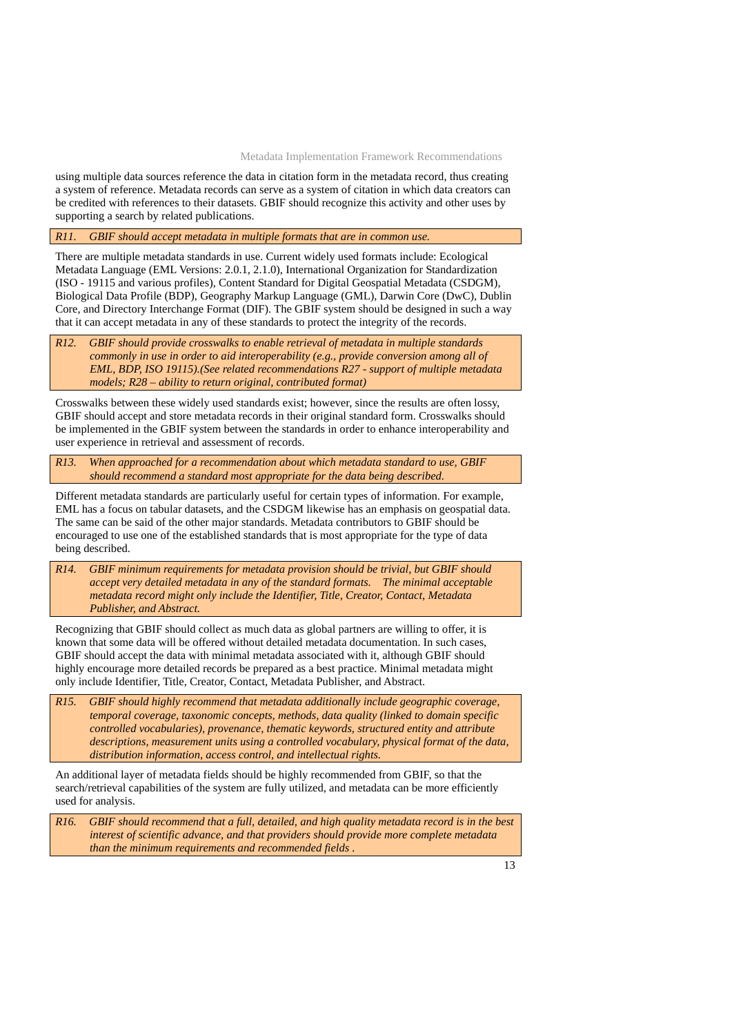using multiple data sources reference the data in citation form in the metadata record, thus creating a system of reference. Metadata records can serve as a system of citation in which data creators can be credited with references to their datasets. GBIF should recognize this activity and other uses by supporting a search by related publications.

*R11. GBIF should accept metadata in multiple formats that are in common use.*

There are multiple metadata standards in use. Current widely used formats include: Ecological Metadata Language (EML Versions: 2.0.1, 2.1.0), International Organization for Standardization (ISO - 19115 and various profiles), Content Standard for Digital Geospatial Metadata (CSDGM), Biological Data Profile (BDP), Geography Markup Language (GML), Darwin Core (DwC), Dublin Core, and Directory Interchange Format (DIF). The GBIF system should be designed in such a way that it can accept metadata in any of these standards to protect the integrity of the records.

*R12. GBIF should provide crosswalks to enable retrieval of metadata in multiple standards commonly in use in order to aid interoperability (e.g., provide conversion among all of EML, BDP, ISO 19115).(See related recommendations R27 - support of multiple metadata models; R28 – ability to return original, contributed format)*

Crosswalks between these widely used standards exist; however, since the results are often lossy, GBIF should accept and store metadata records in their original standard form. Crosswalks should be implemented in the GBIF system between the standards in order to enhance interoperability and user experience in retrieval and assessment of records.

*R13. When approached for a recommendation about which metadata standard to use, GBIF should recommend a standard most appropriate for the data being described.*

Different metadata standards are particularly useful for certain types of information. For example, EML has a focus on tabular datasets, and the CSDGM likewise has an emphasis on geospatial data. The same can be said of the other major standards. Metadata contributors to GBIF should be encouraged to use one of the established standards that is most appropriate for the type of data being described.

*R14. GBIF minimum requirements for metadata provision should be trivial, but GBIF should accept very detailed metadata in any of the standard formats. The minimal acceptable metadata record might only include the Identifier, Title, Creator, Contact, Metadata Publisher, and Abstract.*

Recognizing that GBIF should collect as much data as global partners are willing to offer, it is known that some data will be offered without detailed metadata documentation. In such cases, GBIF should accept the data with minimal metadata associated with it, although GBIF should highly encourage more detailed records be prepared as a best practice. Minimal metadata might only include Identifier, Title, Creator, Contact, Metadata Publisher, and Abstract.

*R15. GBIF should highly recommend that metadata additionally include geographic coverage, temporal coverage, taxonomic concepts, methods, data quality (linked to domain specific controlled vocabularies), provenance, thematic keywords, structured entity and attribute descriptions, measurement units using a controlled vocabulary, physical format of the data, distribution information, access control, and intellectual rights.*

An additional layer of metadata fields should be highly recommended from GBIF, so that the search/retrieval capabilities of the system are fully utilized, and metadata can be more efficiently used for analysis.

*R16. GBIF should recommend that a full, detailed, and high quality metadata record is in the best interest of scientific advance, and that providers should provide more complete metadata than the minimum requirements and recommended fields .*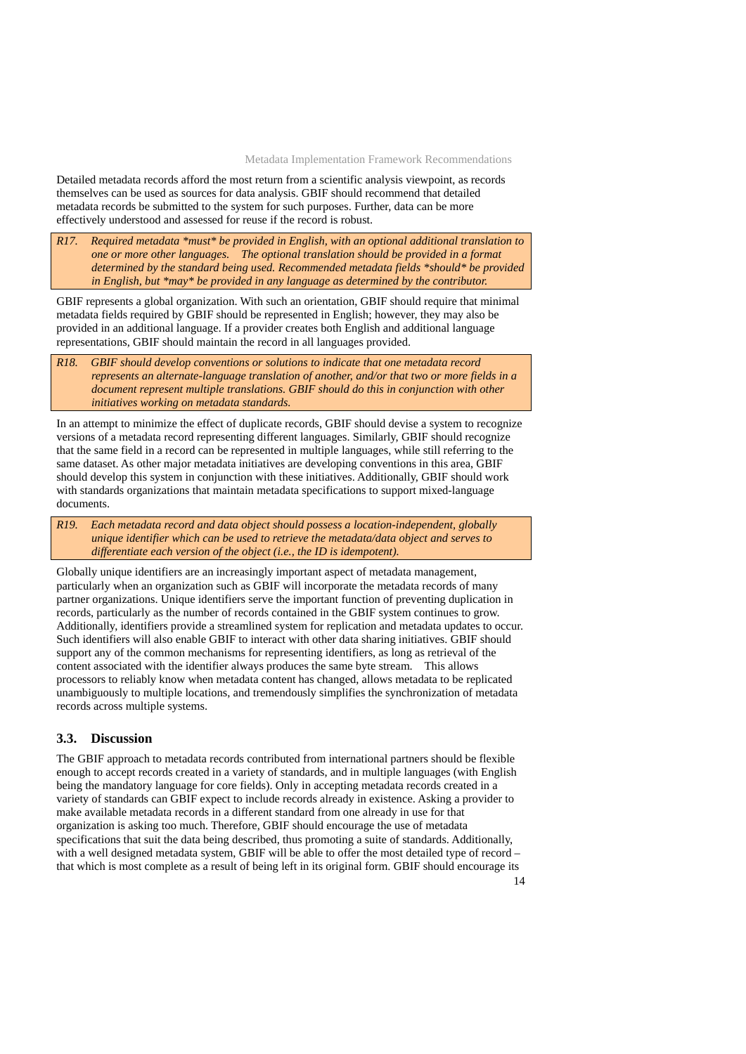Detailed metadata records afford the most return from a scientific analysis viewpoint, as records themselves can be used as sources for data analysis. GBIF should recommend that detailed metadata records be submitted to the system for such purposes. Further, data can be more effectively understood and assessed for reuse if the record is robust.

> *R17. Required metadata *must* be provided in English, with an optional additional translation to one or more other languages. The optional translation should be provided in a format determined by the standard being used. Recommended metadata fields *should* be provided in English, but *may* be provided in any language as determined by the contributor.*

GBIF represents a global organization. With such an orientation, GBIF should require that minimal metadata fields required by GBIF should be represented in English; however, they may also be provided in an additional language. If a provider creates both English and additional language representations, GBIF should maintain the record in all languages provided.

> *R18. GBIF should develop conventions or solutions to indicate that one metadata record represents an alternate-language translation of another, and/or that two or more fields in a document represent multiple translations. GBIF should do this in conjunction with other initiatives working on metadata standards.*

In an attempt to minimize the effect of duplicate records, GBIF should devise a system to recognize versions of a metadata record representing different languages. Similarly, GBIF should recognize that the same field in a record can be represented in multiple languages, while still referring to the same dataset. As other major metadata initiatives are developing conventions in this area, GBIF should develop this system in conjunction with these initiatives. Additionally, GBIF should work with standards organizations that maintain metadata specifications to support mixed-language documents.

> *R19. Each metadata record and data object should possess a location-independent, globally unique identifier which can be used to retrieve the metadata/data object and serves to differentiate each version of the object (i.e., the ID is idempotent).*

Globally unique identifiers are an increasingly important aspect of metadata management, particularly when an organization such as GBIF will incorporate the metadata records of many partner organizations. Unique identifiers serve the important function of preventing duplication in records, particularly as the number of records contained in the GBIF system continues to grow. Additionally, identifiers provide a streamlined system for replication and metadata updates to occur. Such identifiers will also enable GBIF to interact with other data sharing initiatives. GBIF should support any of the common mechanisms for representing identifiers, as long as retrieval of the content associated with the identifier always produces the same byte stream. This allows processors to reliably know when metadata content has changed, allows metadata to be replicated unambiguously to multiple locations, and tremendously simplifies the synchronization of metadata records across multiple systems.

### 3.3. Discussion

The GBIF approach to metadata records contributed from international partners should be flexible enough to accept records created in a variety of standards, and in multiple languages (with English being the mandatory language for core fields). Only in accepting metadata records created in a variety of standards can GBIF expect to include records already in existence. Asking a provider to make available metadata records in a different standard from one already in use for that organization is asking too much. Therefore, GBIF should encourage the use of metadata specifications that suit the data being described, thus promoting a suite of standards. Additionally, with a well designed metadata system, GBIF will be able to offer the most detailed type of record – that which is most complete as a result of being left in its original form. GBIF should encourage its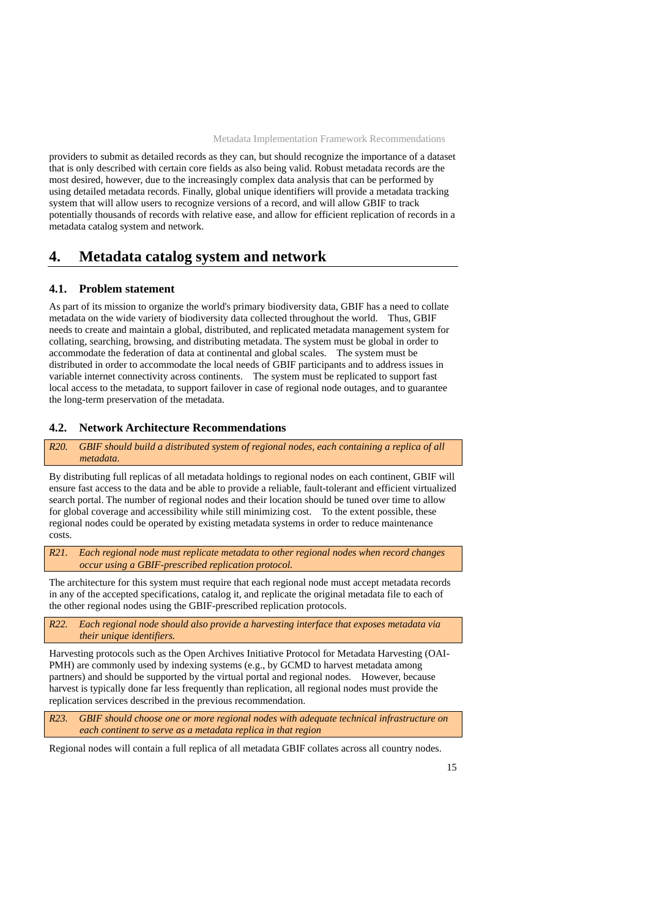providers to submit as detailed records as they can, but should recognize the importance of a dataset that is only described with certain core fields as also being valid. Robust metadata records are the most desired, however, due to the increasingly complex data analysis that can be performed by using detailed metadata records. Finally, global unique identifiers will provide a metadata tracking system that will allow users to recognize versions of a record, and will allow GBIF to track potentially thousands of records with relative ease, and allow for efficient replication of records in a metadata catalog system and network.

# 4. Metadata catalog system and network

## 4.1. Problem statement

As part of its mission to organize the world's primary biodiversity data, GBIF has a need to collate metadata on the wide variety of biodiversity data collected throughout the world. Thus, GBIF needs to create and maintain a global, distributed, and replicated metadata management system for collating, searching, browsing, and distributing metadata. The system must be global in order to accommodate the federation of data at continental and global scales. The system must be distributed in order to accommodate the local needs of GBIF participants and to address issues in variable internet connectivity across continents. The system must be replicated to support fast local access to the metadata, to support failover in case of regional node outages, and to guarantee the long-term preservation of the metadata.

## 4.2. Network Architecture Recommendations

*R20. GBIF should build a distributed system of regional nodes, each containing a replica of all metadata.*

By distributing full replicas of all metadata holdings to regional nodes on each continent, GBIF will ensure fast access to the data and be able to provide a reliable, fault-tolerant and efficient virtualized search portal. The number of regional nodes and their location should be tuned over time to allow for global coverage and accessibility while still minimizing cost. To the extent possible, these regional nodes could be operated by existing metadata systems in order to reduce maintenance costs.

*R21. Each regional node must replicate metadata to other regional nodes when record changes occur using a GBIF-prescribed replication protocol.*

The architecture for this system must require that each regional node must accept metadata records in any of the accepted specifications, catalog it, and replicate the original metadata file to each of the other regional nodes using the GBIF-prescribed replication protocols.

*R22. Each regional node should also provide a harvesting interface that exposes metadata via their unique identifiers.*

Harvesting protocols such as the Open Archives Initiative Protocol for Metadata Harvesting (OAI-PMH) are commonly used by indexing systems (e.g., by GCMD to harvest metadata among partners) and should be supported by the virtual portal and regional nodes. However, because harvest is typically done far less frequently than replication, all regional nodes must provide the replication services described in the previous recommendation.

*R23. GBIF should choose one or more regional nodes with adequate technical infrastructure on each continent to serve as a metadata replica in that region*

Regional nodes will contain a full replica of all metadata GBIF collates across all country nodes.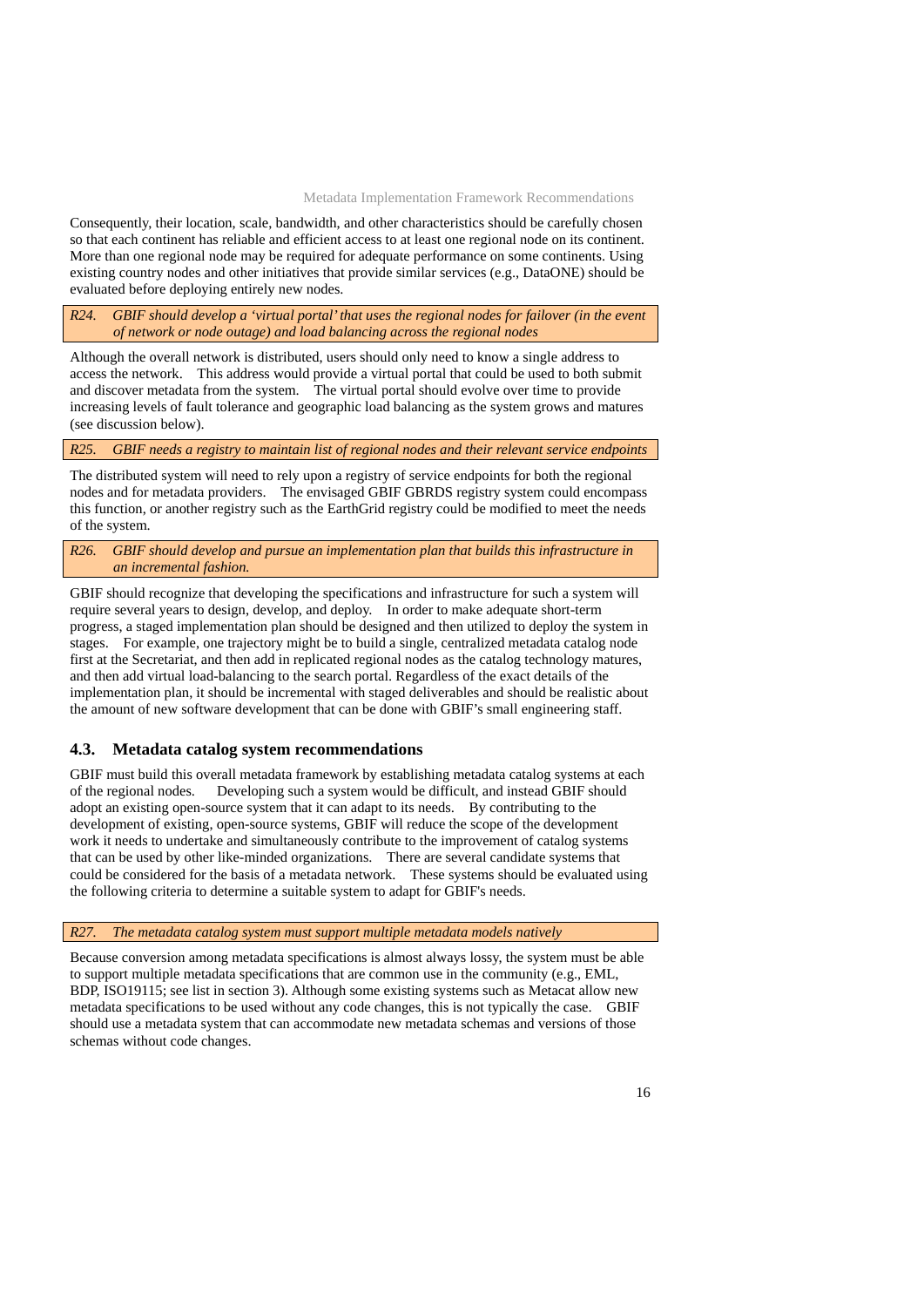Consequently, their location, scale, bandwidth, and other characteristics should be carefully chosen so that each continent has reliable and efficient access to at least one regional node on its continent. More than one regional node may be required for adequate performance on some continents. Using existing country nodes and other initiatives that provide similar services (e.g., DataONE) should be evaluated before deploying entirely new nodes.

*R24. GBIF should develop a 'virtual portal' that uses the regional nodes for failover (in the event of network or node outage) and load balancing across the regional nodes*

Although the overall network is distributed, users should only need to know a single address to access the network. This address would provide a virtual portal that could be used to both submit and discover metadata from the system. The virtual portal should evolve over time to provide increasing levels of fault tolerance and geographic load balancing as the system grows and matures (see discussion below).

*R25. GBIF needs a registry to maintain list of regional nodes and their relevant service endpoints*

The distributed system will need to rely upon a registry of service endpoints for both the regional nodes and for metadata providers. The envisaged GBIF GBRDS registry system could encompass this function, or another registry such as the EarthGrid registry could be modified to meet the needs of the system.

*R26. GBIF should develop and pursue an implementation plan that builds this infrastructure in an incremental fashion.*

GBIF should recognize that developing the specifications and infrastructure for such a system will require several years to design, develop, and deploy. In order to make adequate short-term progress, a staged implementation plan should be designed and then utilized to deploy the system in stages. For example, one trajectory might be to build a single, centralized metadata catalog node first at the Secretariat, and then add in replicated regional nodes as the catalog technology matures, and then add virtual load-balancing to the search portal. Regardless of the exact details of the implementation plan, it should be incremental with staged deliverables and should be realistic about the amount of new software development that can be done with GBIF's small engineering staff.

### 4.3. Metadata catalog system recommendations

GBIF must build this overall metadata framework by establishing metadata catalog systems at each of the regional nodes. Developing such a system would be difficult, and instead GBIF should adopt an existing open-source system that it can adapt to its needs. By contributing to the development of existing, open-source systems, GBIF will reduce the scope of the development work it needs to undertake and simultaneously contribute to the improvement of catalog systems that can be used by other like-minded organizations. There are several candidate systems that could be considered for the basis of a metadata network. These systems should be evaluated using the following criteria to determine a suitable system to adapt for GBIF's needs.

*R27. The metadata catalog system must support multiple metadata models natively*

Because conversion among metadata specifications is almost always lossy, the system must be able to support multiple metadata specifications that are common use in the community (e.g., EML, BDP, ISO19115; see list in section 3). Although some existing systems such as Metacat allow new metadata specifications to be used without any code changes, this is not typically the case. GBIF should use a metadata system that can accommodate new metadata schemas and versions of those schemas without code changes.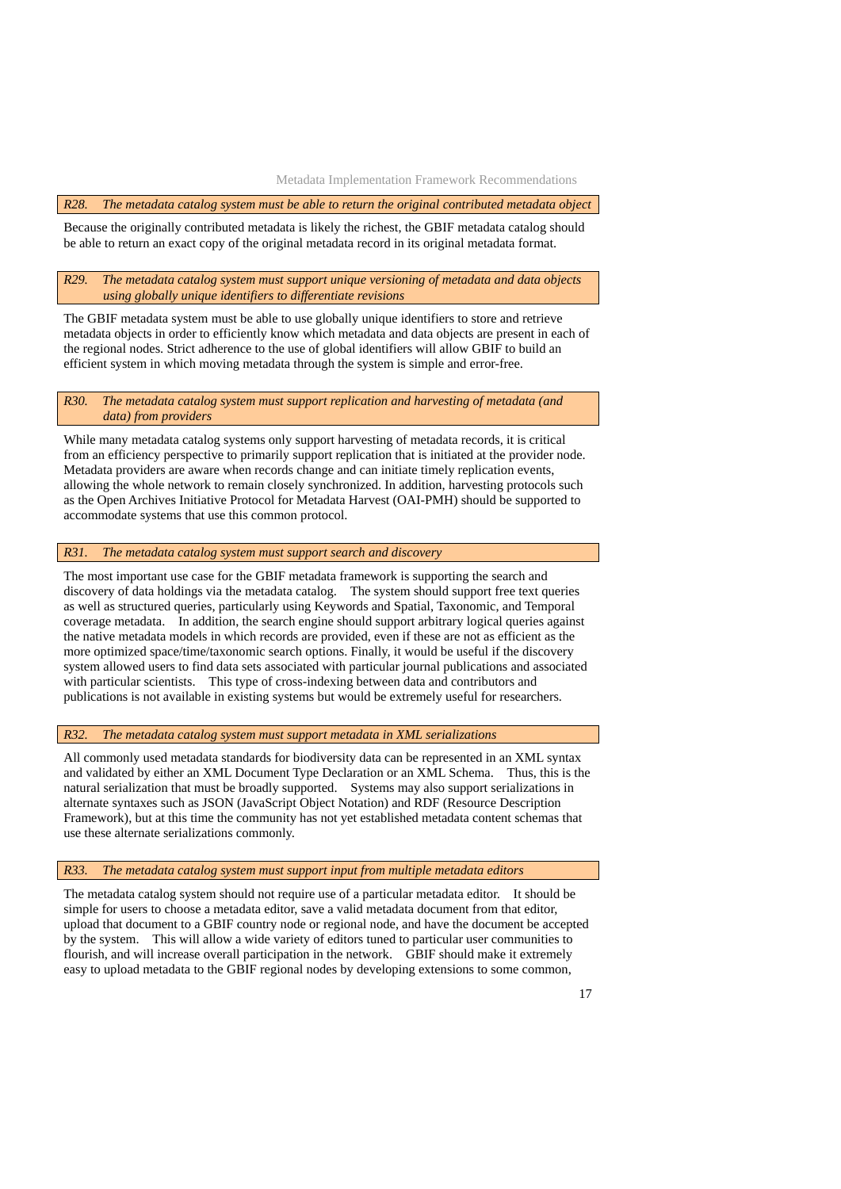*R28. The metadata catalog system must be able to return the original contributed metadata object*

Because the originally contributed metadata is likely the richest, the GBIF metadata catalog should be able to return an exact copy of the original metadata record in its original metadata format.

*R29. The metadata catalog system must support unique versioning of metadata and data objects using globally unique identifiers to differentiate revisions*

The GBIF metadata system must be able to use globally unique identifiers to store and retrieve metadata objects in order to efficiently know which metadata and data objects are present in each of the regional nodes. Strict adherence to the use of global identifiers will allow GBIF to build an efficient system in which moving metadata through the system is simple and error-free.

*R30. The metadata catalog system must support replication and harvesting of metadata (and data) from providers*

While many metadata catalog systems only support harvesting of metadata records, it is critical from an efficiency perspective to primarily support replication that is initiated at the provider node. Metadata providers are aware when records change and can initiate timely replication events, allowing the whole network to remain closely synchronized. In addition, harvesting protocols such as the Open Archives Initiative Protocol for Metadata Harvest (OAI-PMH) should be supported to accommodate systems that use this common protocol.

*R31. The metadata catalog system must support search and discovery*

The most important use case for the GBIF metadata framework is supporting the search and discovery of data holdings via the metadata catalog. The system should support free text queries as well as structured queries, particularly using Keywords and Spatial, Taxonomic, and Temporal coverage metadata. In addition, the search engine should support arbitrary logical queries against the native metadata models in which records are provided, even if these are not as efficient as the more optimized space/time/taxonomic search options. Finally, it would be useful if the discovery system allowed users to find data sets associated with particular journal publications and associated with particular scientists. This type of cross-indexing between data and contributors and publications is not available in existing systems but would be extremely useful for researchers.

*R32. The metadata catalog system must support metadata in XML serializations*

All commonly used metadata standards for biodiversity data can be represented in an XML syntax and validated by either an XML Document Type Declaration or an XML Schema. Thus, this is the natural serialization that must be broadly supported. Systems may also support serializations in alternate syntaxes such as JSON (JavaScript Object Notation) and RDF (Resource Description Framework), but at this time the community has not yet established metadata content schemas that use these alternate serializations commonly.

*R33. The metadata catalog system must support input from multiple metadata editors*

The metadata catalog system should not require use of a particular metadata editor. It should be simple for users to choose a metadata editor, save a valid metadata document from that editor, upload that document to a GBIF country node or regional node, and have the document be accepted by the system. This will allow a wide variety of editors tuned to particular user communities to flourish, and will increase overall participation in the network. GBIF should make it extremely easy to upload metadata to the GBIF regional nodes by developing extensions to some common,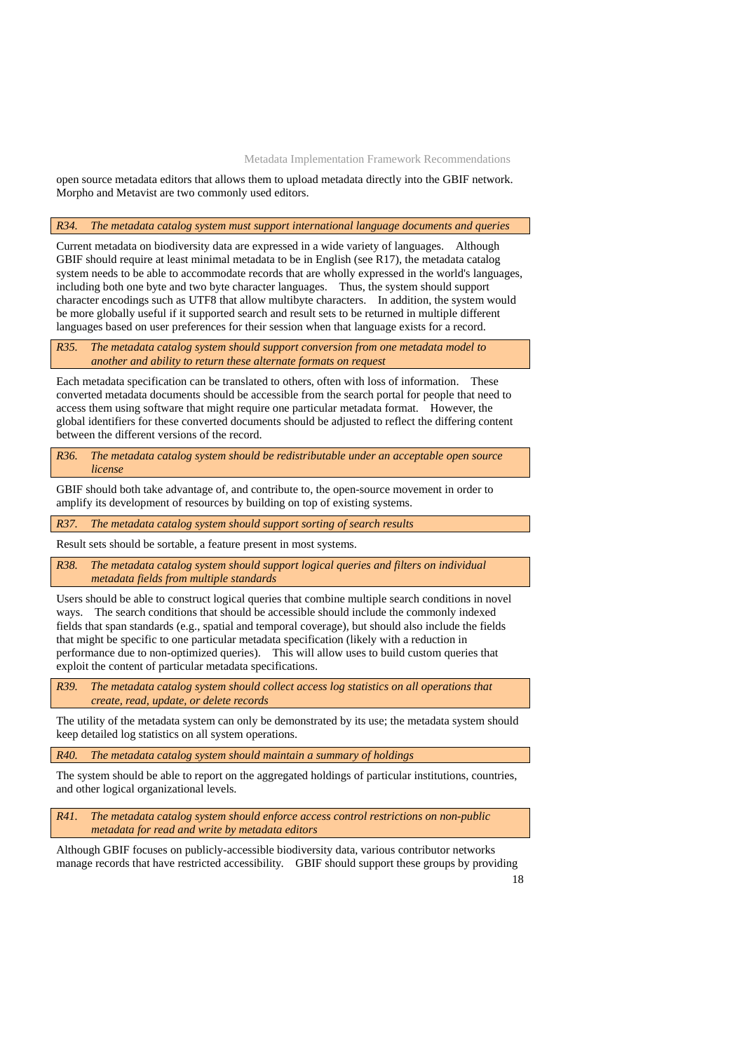open source metadata editors that allows them to upload metadata directly into the GBIF network. Morpho and Metavist are two commonly used editors.

*R34. The metadata catalog system must support international language documents and queries*

Current metadata on biodiversity data are expressed in a wide variety of languages. Although GBIF should require at least minimal metadata to be in English (see R17), the metadata catalog system needs to be able to accommodate records that are wholly expressed in the world's languages, including both one byte and two byte character languages. Thus, the system should support character encodings such as UTF8 that allow multibyte characters. In addition, the system would be more globally useful if it supported search and result sets to be returned in multiple different languages based on user preferences for their session when that language exists for a record.

*R35. The metadata catalog system should support conversion from one metadata model to another and ability to return these alternate formats on request*

Each metadata specification can be translated to others, often with loss of information. These converted metadata documents should be accessible from the search portal for people that need to access them using software that might require one particular metadata format. However, the global identifiers for these converted documents should be adjusted to reflect the differing content between the different versions of the record.

*R36. The metadata catalog system should be redistributable under an acceptable open source license*

GBIF should both take advantage of, and contribute to, the open-source movement in order to amplify its development of resources by building on top of existing systems.

*R37. The metadata catalog system should support sorting of search results*

Result sets should be sortable, a feature present in most systems.

*R38. The metadata catalog system should support logical queries and filters on individual metadata fields from multiple standards*

Users should be able to construct logical queries that combine multiple search conditions in novel ways. The search conditions that should be accessible should include the commonly indexed fields that span standards (e.g., spatial and temporal coverage), but should also include the fields that might be specific to one particular metadata specification (likely with a reduction in performance due to non-optimized queries). This will allow uses to build custom queries that exploit the content of particular metadata specifications.

*R39. The metadata catalog system should collect access log statistics on all operations that create, read, update, or delete records*

The utility of the metadata system can only be demonstrated by its use; the metadata system should keep detailed log statistics on all system operations.

*R40. The metadata catalog system should maintain a summary of holdings*

The system should be able to report on the aggregated holdings of particular institutions, countries, and other logical organizational levels.

*R41. The metadata catalog system should enforce access control restrictions on non-public metadata for read and write by metadata editors*

Although GBIF focuses on publicly-accessible biodiversity data, various contributor networks manage records that have restricted accessibility. GBIF should support these groups by providing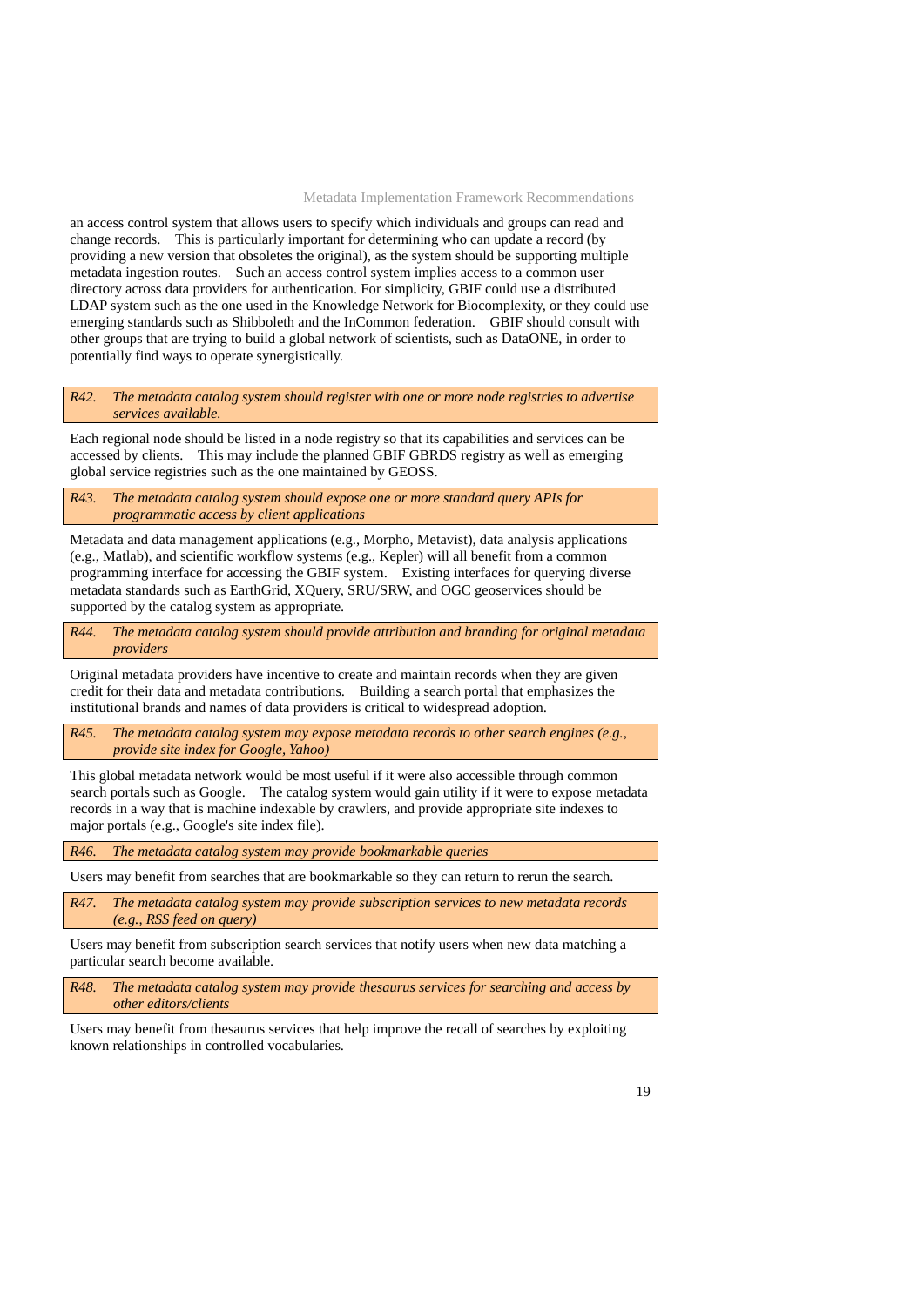an access control system that allows users to specify which individuals and groups can read and change records. This is particularly important for determining who can update a record (by providing a new version that obsoletes the original), as the system should be supporting multiple metadata ingestion routes. Such an access control system implies access to a common user directory across data providers for authentication. For simplicity, GBIF could use a distributed LDAP system such as the one used in the Knowledge Network for Biocomplexity, or they could use emerging standards such as Shibboleth and the InCommon federation. GBIF should consult with other groups that are trying to build a global network of scientists, such as DataONE, in order to potentially find ways to operate synergistically.

*R42. The metadata catalog system should register with one or more node registries to advertise services available.*

Each regional node should be listed in a node registry so that its capabilities and services can be accessed by clients. This may include the planned GBIF GBRDS registry as well as emerging global service registries such as the one maintained by GEOSS.

*R43. The metadata catalog system should expose one or more standard query APIs for programmatic access by client applications*

Metadata and data management applications (e.g., Morpho, Metavist), data analysis applications (e.g., Matlab), and scientific workflow systems (e.g., Kepler) will all benefit from a common programming interface for accessing the GBIF system. Existing interfaces for querying diverse metadata standards such as EarthGrid, XQuery, SRU/SRW, and OGC geoservices should be supported by the catalog system as appropriate.

*R44. The metadata catalog system should provide attribution and branding for original metadata providers*

Original metadata providers have incentive to create and maintain records when they are given credit for their data and metadata contributions. Building a search portal that emphasizes the institutional brands and names of data providers is critical to widespread adoption.

*R45. The metadata catalog system may expose metadata records to other search engines (e.g., provide site index for Google, Yahoo)*

This global metadata network would be most useful if it were also accessible through common search portals such as Google. The catalog system would gain utility if it were to expose metadata records in a way that is machine indexable by crawlers, and provide appropriate site indexes to major portals (e.g., Google's site index file).

*R46. The metadata catalog system may provide bookmarkable queries*

Users may benefit from searches that are bookmarkable so they can return to rerun the search.

*R47. The metadata catalog system may provide subscription services to new metadata records (e.g., RSS feed on query)*

Users may benefit from subscription search services that notify users when new data matching a particular search become available.

*R48. The metadata catalog system may provide thesaurus services for searching and access by other editors/clients*

Users may benefit from thesaurus services that help improve the recall of searches by exploiting known relationships in controlled vocabularies.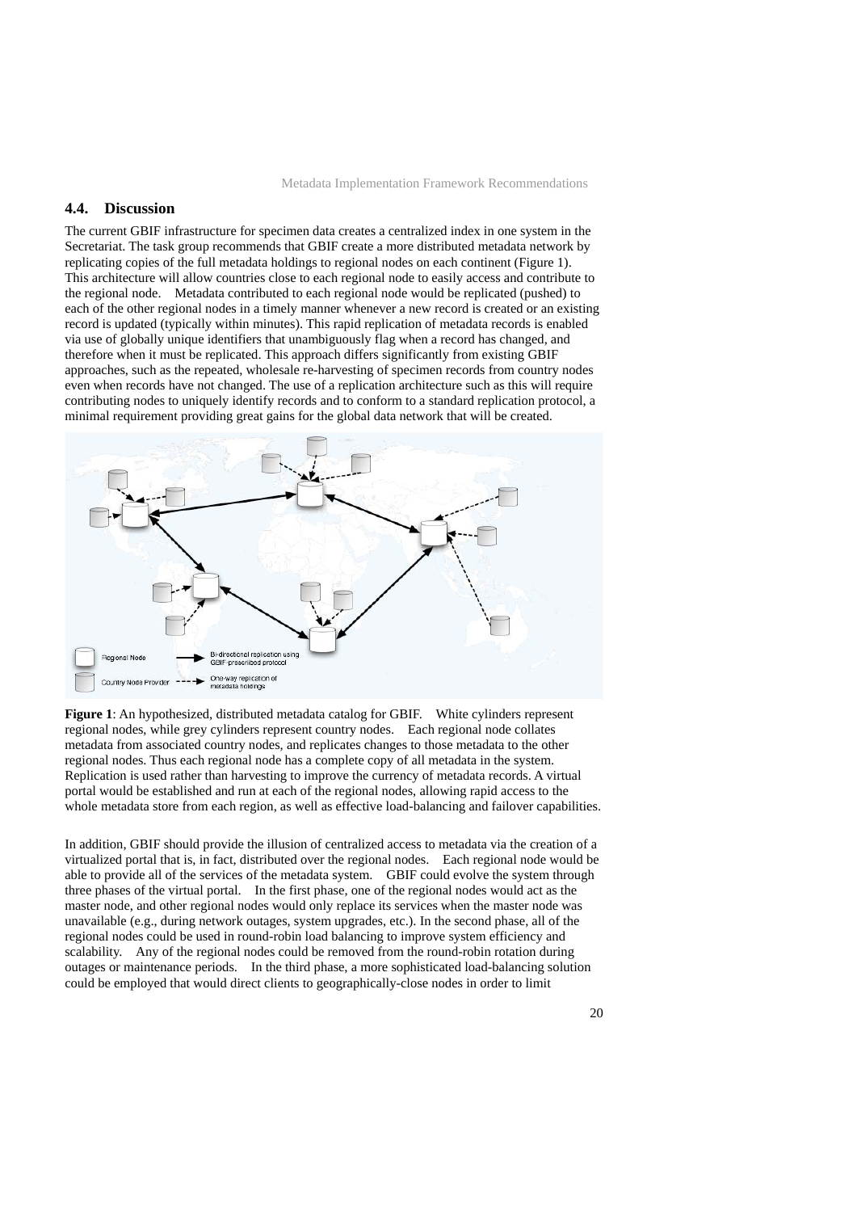## 4.4. Discussion

The current GBIF infrastructure for specimen data creates a centralized index in one system in the Secretariat. The task group recommends that GBIF create a more distributed metadata network by replicating copies of the full metadata holdings to regional nodes on each continent (Figure 1). This architecture will allow countries close to each regional node to easily access and contribute to the regional node. Metadata contributed to each regional node would be replicated (pushed) to each of the other regional nodes in a timely manner whenever a new record is created or an existing record is updated (typically within minutes). This rapid replication of metadata records is enabled via use of globally unique identifiers that unambiguously flag when a record has changed, and therefore when it must be replicated. This approach differs significantly from existing GBIF approaches, such as the repeated, wholesale re-harvesting of specimen records from country nodes even when records have not changed. The use of a replication architecture such as this will require contributing nodes to uniquely identify records and to conform to a standard replication protocol, a minimal requirement providing great gains for the global data network that will be created.

**Figure 1**: An hypothesized, distributed metadata catalog for GBIF. White cylinders represent regional nodes, while grey cylinders represent country nodes. Each regional node collates metadata from associated country nodes, and replicates changes to those metadata to the other regional nodes. Thus each regional node has a complete copy of all metadata in the system. Replication is used rather than harvesting to improve the currency of metadata records. A virtual portal would be established and run at each of the regional nodes, allowing rapid access to the whole metadata store from each region, as well as effective load-balancing and failover capabilities.

In addition, GBIF should provide the illusion of centralized access to metadata via the creation of a virtualized portal that is, in fact, distributed over the regional nodes. Each regional node would be able to provide all of the services of the metadata system. GBIF could evolve the system through three phases of the virtual portal. In the first phase, one of the regional nodes would act as the master node, and other regional nodes would only replace its services when the master node was unavailable (e.g., during network outages, system upgrades, etc.). In the second phase, all of the regional nodes could be used in round-robin load balancing to improve system efficiency and scalability. Any of the regional nodes could be removed from the round-robin rotation during outages or maintenance periods. In the third phase, a more sophisticated load-balancing solution could be employed that would direct clients to geographically-close nodes in order to limit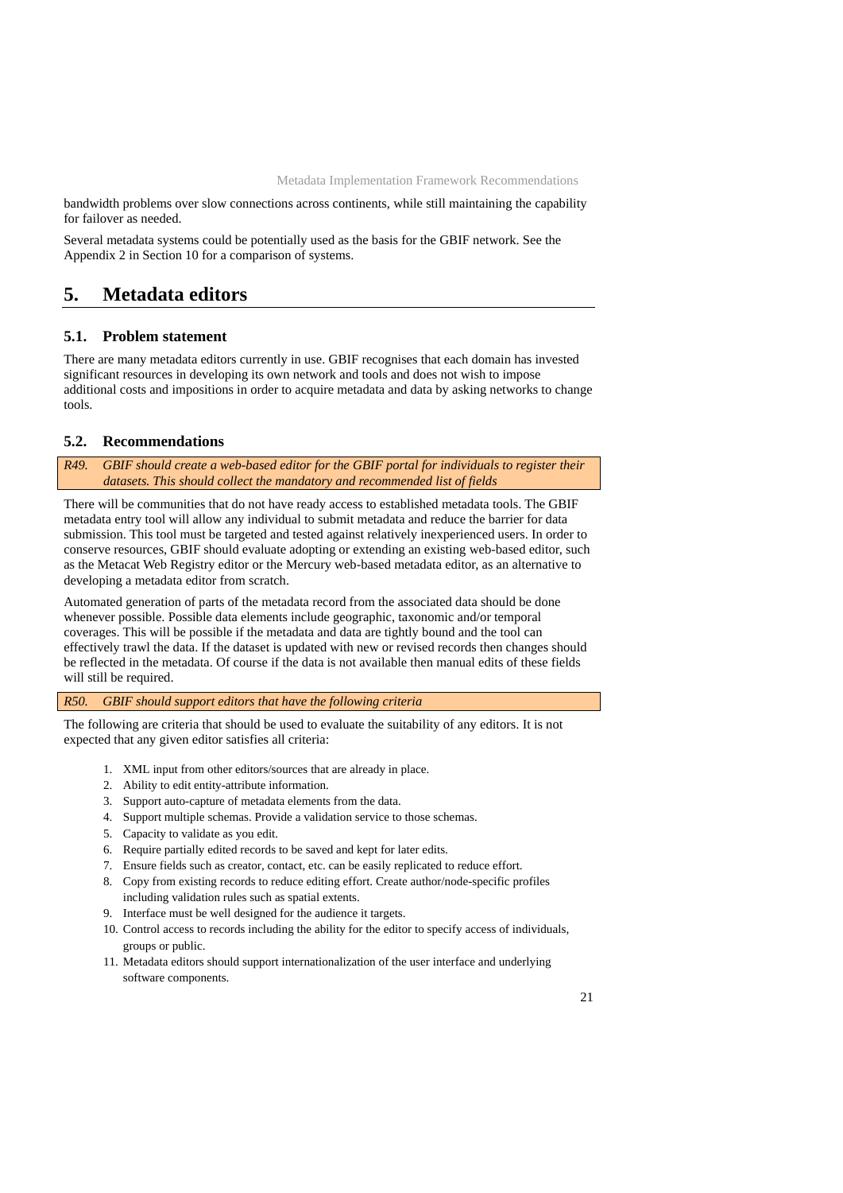bandwidth problems over slow connections across continents, while still maintaining the capability for failover as needed.

Several metadata systems could be potentially used as the basis for the GBIF network. See the Appendix 2 in Section 10 for a comparison of systems.

# 5. Metadata editors

## 5.1. Problem statement

There are many metadata editors currently in use. GBIF recognises that each domain has invested significant resources in developing its own network and tools and does not wish to impose additional costs and impositions in order to acquire metadata and data by asking networks to change tools.

## 5.2. Recommendations

*R49. GBIF should create a web-based editor for the GBIF portal for individuals to register their datasets. This should collect the mandatory and recommended list of fields*

There will be communities that do not have ready access to established metadata tools. The GBIF metadata entry tool will allow any individual to submit metadata and reduce the barrier for data submission. This tool must be targeted and tested against relatively inexperienced users. In order to conserve resources, GBIF should evaluate adopting or extending an existing web-based editor, such as the Metacat Web Registry editor or the Mercury web-based metadata editor, as an alternative to developing a metadata editor from scratch.

Automated generation of parts of the metadata record from the associated data should be done whenever possible. Possible data elements include geographic, taxonomic and/or temporal coverages. This will be possible if the metadata and data are tightly bound and the tool can effectively trawl the data. If the dataset is updated with new or revised records then changes should be reflected in the metadata. Of course if the data is not available then manual edits of these fields will still be required.

*R50. GBIF should support editors that have the following criteria*

The following are criteria that should be used to evaluate the suitability of any editors. It is not expected that any given editor satisfies all criteria:

1. XML input from other editors/sources that are already in place.
2. Ability to edit entity-attribute information.
3. Support auto-capture of metadata elements from the data.
4. Support multiple schemas. Provide a validation service to those schemas.
5. Capacity to validate as you edit.
6. Require partially edited records to be saved and kept for later edits.
7. Ensure fields such as creator, contact, etc. can be easily replicated to reduce effort.
8. Copy from existing records to reduce editing effort. Create author/node-specific profiles including validation rules such as spatial extents.
9. Interface must be well designed for the audience it targets.
10. Control access to records including the ability for the editor to specify access of individuals, groups or public.
11. Metadata editors should support internationalization of the user interface and underlying software components.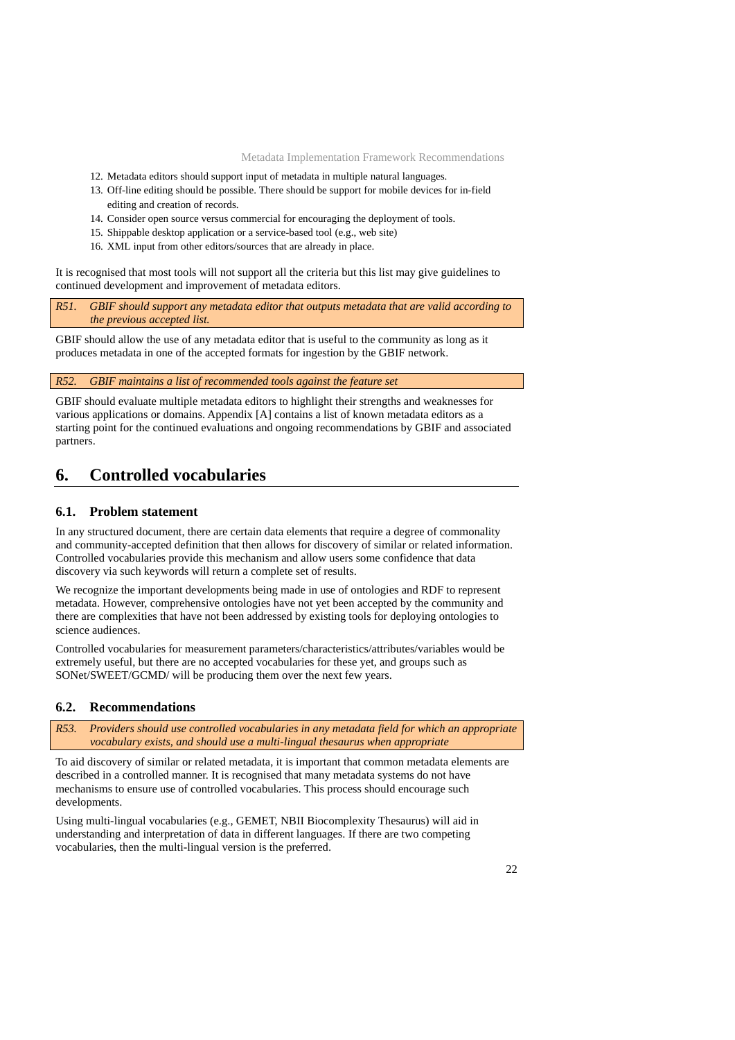12. Metadata editors should support input of metadata in multiple natural languages.
13. Off-line editing should be possible. There should be support for mobile devices for in-field editing and creation of records.
14. Consider open source versus commercial for encouraging the deployment of tools.
15. Shippable desktop application or a service-based tool (e.g., web site)
16. XML input from other editors/sources that are already in place.

It is recognised that most tools will not support all the criteria but this list may give guidelines to continued development and improvement of metadata editors.

*R51. GBIF should support any metadata editor that outputs metadata that are valid according to the previous accepted list.*

GBIF should allow the use of any metadata editor that is useful to the community as long as it produces metadata in one of the accepted formats for ingestion by the GBIF network.

*R52. GBIF maintains a list of recommended tools against the feature set*

GBIF should evaluate multiple metadata editors to highlight their strengths and weaknesses for various applications or domains. Appendix [A] contains a list of known metadata editors as a starting point for the continued evaluations and ongoing recommendations by GBIF and associated partners.

# 6. Controlled vocabularies

## 6.1. Problem statement

In any structured document, there are certain data elements that require a degree of commonality and community-accepted definition that then allows for discovery of similar or related information. Controlled vocabularies provide this mechanism and allow users some confidence that data discovery via such keywords will return a complete set of results.

We recognize the important developments being made in use of ontologies and RDF to represent metadata. However, comprehensive ontologies have not yet been accepted by the community and there are complexities that have not been addressed by existing tools for deploying ontologies to science audiences.

Controlled vocabularies for measurement parameters/characteristics/attributes/variables would be extremely useful, but there are no accepted vocabularies for these yet, and groups such as SONet/SWEET/GCMD/ will be producing them over the next few years.

## 6.2. Recommendations

*R53. Providers should use controlled vocabularies in any metadata field for which an appropriate vocabulary exists, and should use a multi-lingual thesaurus when appropriate*

To aid discovery of similar or related metadata, it is important that common metadata elements are described in a controlled manner. It is recognised that many metadata systems do not have mechanisms to ensure use of controlled vocabularies. This process should encourage such developments.

Using multi-lingual vocabularies (e.g., GEMET, NBII Biocomplexity Thesaurus) will aid in understanding and interpretation of data in different languages. If there are two competing vocabularies, then the multi-lingual version is the preferred.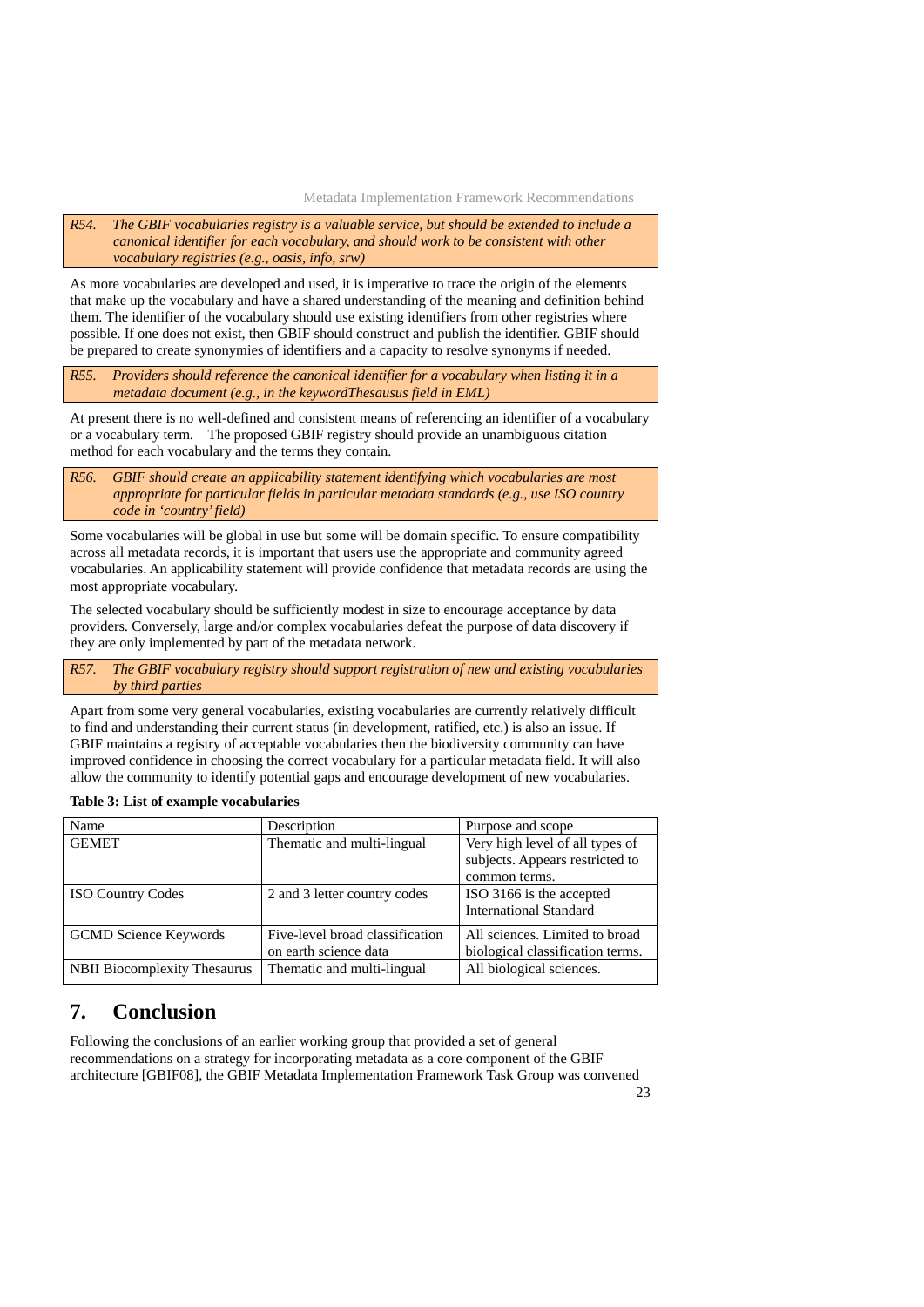*R54. The GBIF vocabularies registry is a valuable service, but should be extended to include a canonical identifier for each vocabulary, and should work to be consistent with other vocabulary registries (e.g., oasis, info, srw)*

As more vocabularies are developed and used, it is imperative to trace the origin of the elements that make up the vocabulary and have a shared understanding of the meaning and definition behind them. The identifier of the vocabulary should use existing identifiers from other registries where possible. If one does not exist, then GBIF should construct and publish the identifier. GBIF should be prepared to create synonymies of identifiers and a capacity to resolve synonyms if needed.

*R55. Providers should reference the canonical identifier for a vocabulary when listing it in a metadata document (e.g., in the keywordThesausus field in EML)*

At present there is no well-defined and consistent means of referencing an identifier of a vocabulary or a vocabulary term. The proposed GBIF registry should provide an unambiguous citation method for each vocabulary and the terms they contain.

*R56. GBIF should create an applicability statement identifying which vocabularies are most appropriate for particular fields in particular metadata standards (e.g., use ISO country code in 'country' field)*

Some vocabularies will be global in use but some will be domain specific. To ensure compatibility across all metadata records, it is important that users use the appropriate and community agreed vocabularies. An applicability statement will provide confidence that metadata records are using the most appropriate vocabulary.

The selected vocabulary should be sufficiently modest in size to encourage acceptance by data providers. Conversely, large and/or complex vocabularies defeat the purpose of data discovery if they are only implemented by part of the metadata network.

*R57. The GBIF vocabulary registry should support registration of new and existing vocabularies by third parties*

Apart from some very general vocabularies, existing vocabularies are currently relatively difficult to find and understanding their current status (in development, ratified, etc.) is also an issue. If GBIF maintains a registry of acceptable vocabularies then the biodiversity community can have improved confidence in choosing the correct vocabulary for a particular metadata field. It will also allow the community to identify potential gaps and encourage development of new vocabularies.

**Table 3: List of example vocabularies**

| Name | Description | Purpose and scope |
|---|---|---|
| GEMET | Thematic and multi-lingual | Very high level of all types of subjects. Appears restricted to common terms. |
| ISO Country Codes | 2 and 3 letter country codes | ISO 3166 is the accepted International Standard |
| GCMD Science Keywords | Five-level broad classification on earth science data | All sciences. Limited to broad biological classification terms. |
| NBII Biocomplexity Thesaurus | Thematic and multi-lingual | All biological sciences. |

# 7. Conclusion

Following the conclusions of an earlier working group that provided a set of general recommendations on a strategy for incorporating metadata as a core component of the GBIF architecture [GBIF08], the GBIF Metadata Implementation Framework Task Group was convened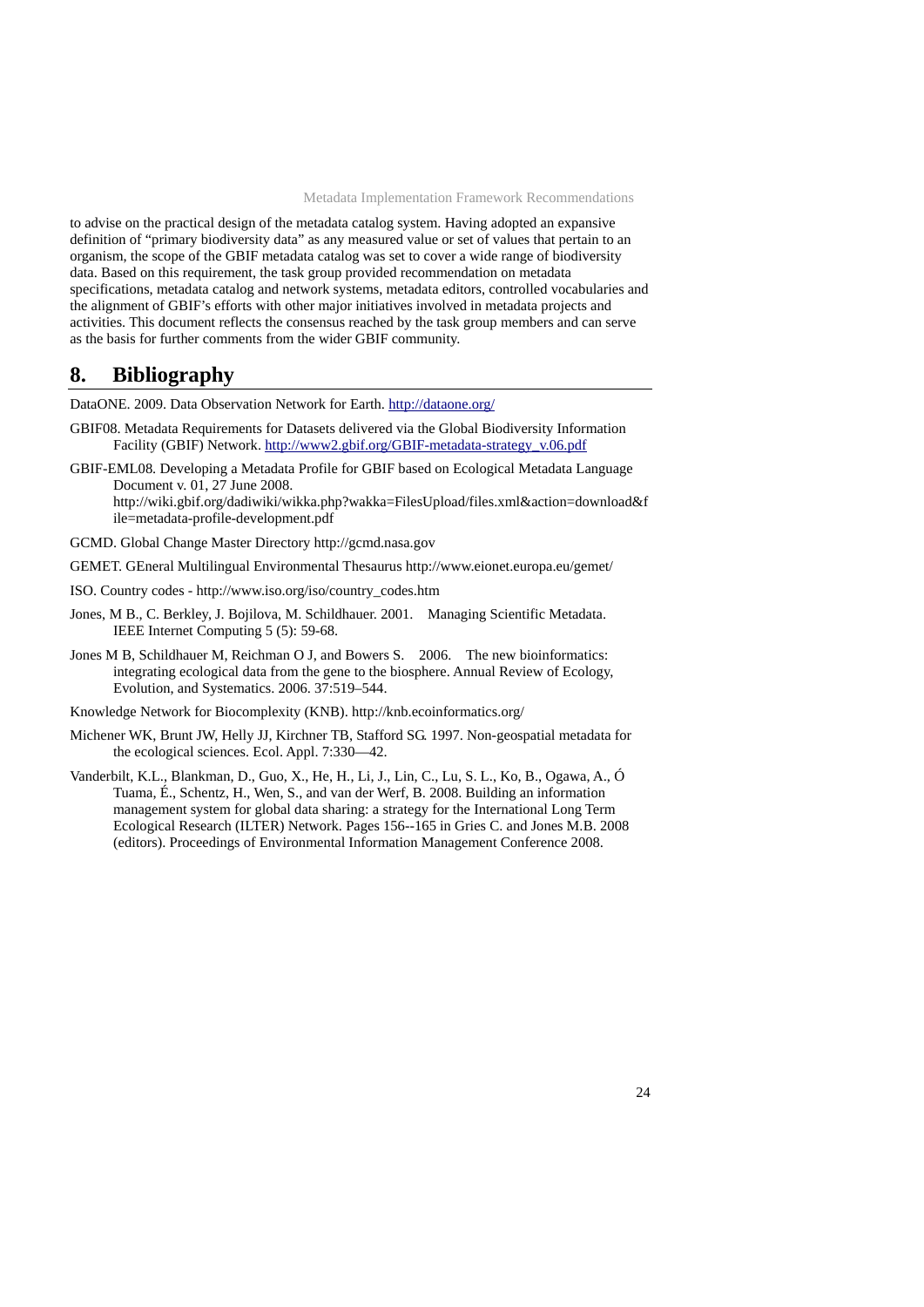to advise on the practical design of the metadata catalog system. Having adopted an expansive definition of "primary biodiversity data" as any measured value or set of values that pertain to an organism, the scope of the GBIF metadata catalog was set to cover a wide range of biodiversity data. Based on this requirement, the task group provided recommendation on metadata specifications, metadata catalog and network systems, metadata editors, controlled vocabularies and the alignment of GBIF's efforts with other major initiatives involved in metadata projects and activities. This document reflects the consensus reached by the task group members and can serve as the basis for further comments from the wider GBIF community.

# 8. Bibliography

DataONE. 2009. Data Observation Network for Earth. http://dataone.org/

GBIF08. Metadata Requirements for Datasets delivered via the Global Biodiversity Information Facility (GBIF) Network. http://www2.gbif.org/GBIF-metadata-strategy_v.06.pdf

GBIF-EML08. Developing a Metadata Profile for GBIF based on Ecological Metadata Language Document v. 01, 27 June 2008. http://wiki.gbif.org/dadiwiki/wikka.php?wakka=FilesUpload/files.xml&action=download&file=metadata-profile-development.pdf

GCMD. Global Change Master Directory http://gcmd.nasa.gov

GEMET. GEneral Multilingual Environmental Thesaurus http://www.eionet.europa.eu/gemet/

ISO. Country codes - http://www.iso.org/iso/country_codes.htm

Jones, M B., C. Berkley, J. Bojilova, M. Schildhauer. 2001. Managing Scientific Metadata. IEEE Internet Computing 5 (5): 59-68.

Jones M B, Schildhauer M, Reichman O J, and Bowers S. 2006. The new bioinformatics: integrating ecological data from the gene to the biosphere. Annual Review of Ecology, Evolution, and Systematics. 2006. 37:519–544.

Knowledge Network for Biocomplexity (KNB). http://knb.ecoinformatics.org/

Michener WK, Brunt JW, Helly JJ, Kirchner TB, Stafford SG. 1997. Non-geospatial metadata for the ecological sciences. Ecol. Appl. 7:330—42.

Vanderbilt, K.L., Blankman, D., Guo, X., He, H., Li, J., Lin, C., Lu, S. L., Ko, B., Ogawa, A., Ó Tuama, É., Schentz, H., Wen, S., and van der Werf, B. 2008. Building an information management system for global data sharing: a strategy for the International Long Term Ecological Research (ILTER) Network. Pages 156--165 in Gries C. and Jones M.B. 2008 (editors). Proceedings of Environmental Information Management Conference 2008.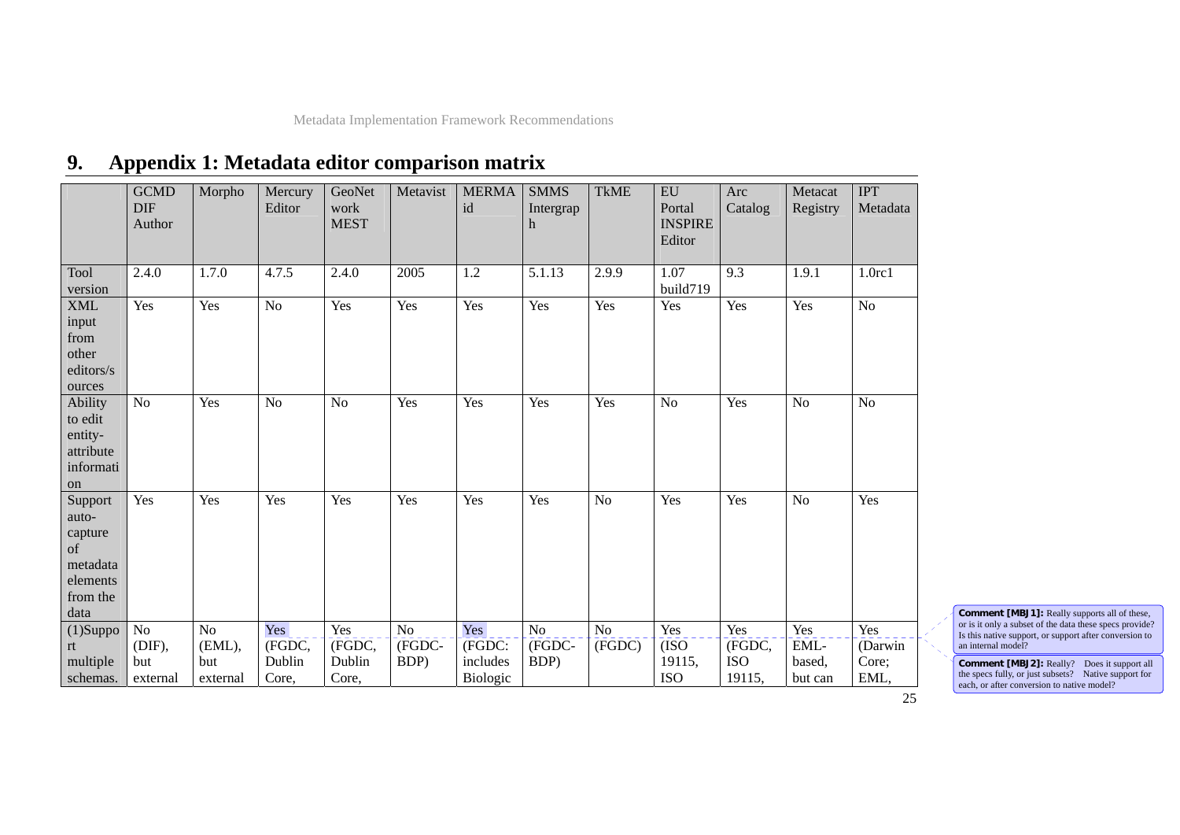# 9. Appendix 1: Metadata editor comparison matrix

| | GCMD DIF Author | Morpho | Mercury Editor | GeoNetwork MEST | Metavist | MERMAid | SMMS Intergraph | TkME | EU Portal INSPIRE Editor | Arc Catalog | Metacat Registry | IPT Metadata |
|---|---|---|---|---|---|---|---|---|---|---|---|---|
| Tool version | 2.4.0 | 1.7.0 | 4.7.5 | 2.4.0 | 2005 | 1.2 | 5.1.13 | 2.9.9 | 1.07 build719 | 9.3 | 1.9.1 | 1.0rc1 |
| XML input from other editors/sources | Yes | Yes | No | Yes | Yes | Yes | Yes | Yes | Yes | Yes | Yes | No |
| Ability to edit entity-attribute information | No | Yes | No | No | Yes | Yes | Yes | Yes | No | Yes | No | No |
| Support auto-capture of metadata elements from the data | Yes | Yes | Yes | Yes | Yes | Yes | Yes | No | Yes | Yes | No | Yes |
| (1)Support multiple schemas. | No (DIF), but external | No (EML), but external | Yes (FGDC, Dublin Core, | Yes (FGDC, Dublin Core, | No (FGDC-BDP) | Yes (FGDC: includes Biologic | No (FGDC-BDP) | No (FGDC) | Yes (ISO 19115, ISO | Yes (FGDC, ISO 19115, | Yes EML-based, but can | Yes (Darwin Core; EML, |

**Comment [MBJ1]:** Really supports all of these, or is it only a subset of the data these specs provide? Is this native support, or support after conversion to an internal model?

**Comment [MBJ2]:** Really? Does it support all the specs fully, or just subsets? Native support for each, or after conversion to native model?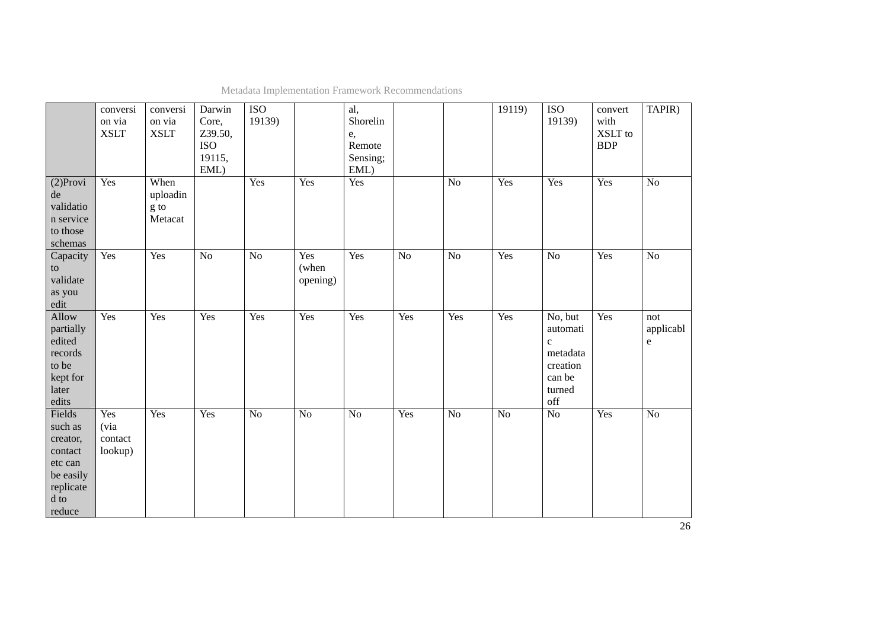| | conversion via XSLT | conversion via XSLT | Darwin Core, Z39.50, ISO 19115, EML) | ISO 19139) | | al, Shoreline, Remote Sensing; EML) | | | 19119) | ISO 19139) | convert with XSLT to BDP | TAPIR) |
|---|---|---|---|---|---|---|---|---|---|---|---|---|
| (2)Provide validation service to those schemas | Yes | When uploading to Metacat | | Yes | Yes | Yes | | No | Yes | Yes | Yes | No |
| Capacity to validate as you edit | Yes | Yes | No | No | Yes (when opening) | Yes | No | No | Yes | No | Yes | No |
| Allow partially edited records to be kept for later edits | Yes | Yes | Yes | Yes | Yes | Yes | Yes | Yes | Yes | No, but automatic metadata creation can be turned off | Yes | not applicable |
| Fields such as creator, contact etc can be easily replicated to reduce | Yes (via contact lookup) | Yes | Yes | No | No | No | Yes | No | No | No | Yes | No |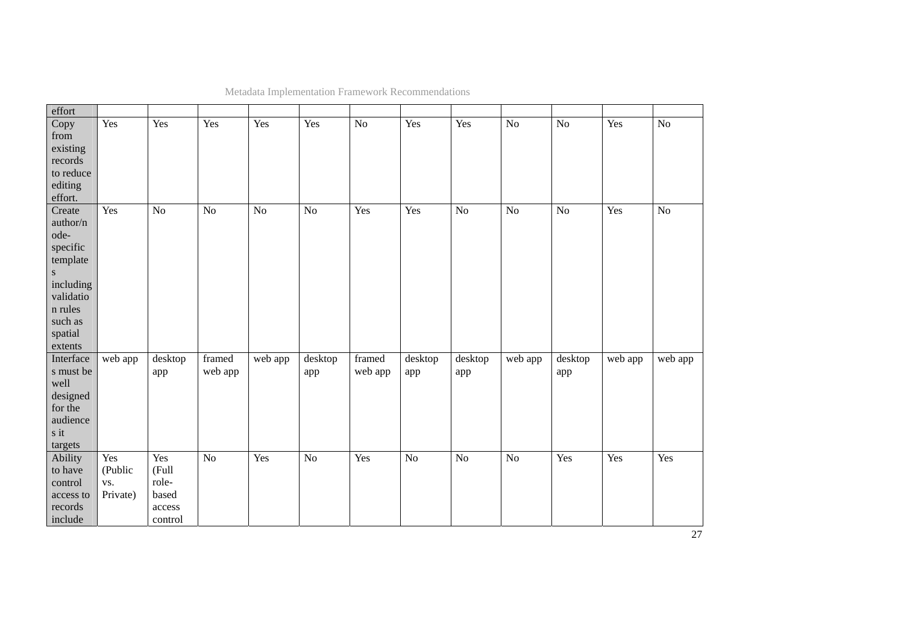| effort | | | | | | | | | | | | |
|---|---|---|---|---|---|---|---|---|---|---|---|---|
| Copy from existing records to reduce editing effort. | Yes | Yes | Yes | Yes | Yes | No | Yes | Yes | No | No | Yes | No |
| Create author/node-specific templates including validation rules such as spatial extents | Yes | No | No | No | No | Yes | Yes | No | No | No | Yes | No |
| Interfaces must be well designed for the audiences it targets | web app | desktop app | framed web app | web app | desktop app | framed web app | desktop app | desktop app | web app | desktop app | web app | web app |
| Ability to have control access to records include | Yes (Public vs. Private) | Yes (Full role-based access control | No | Yes | No | Yes | No | No | No | Yes | Yes | Yes |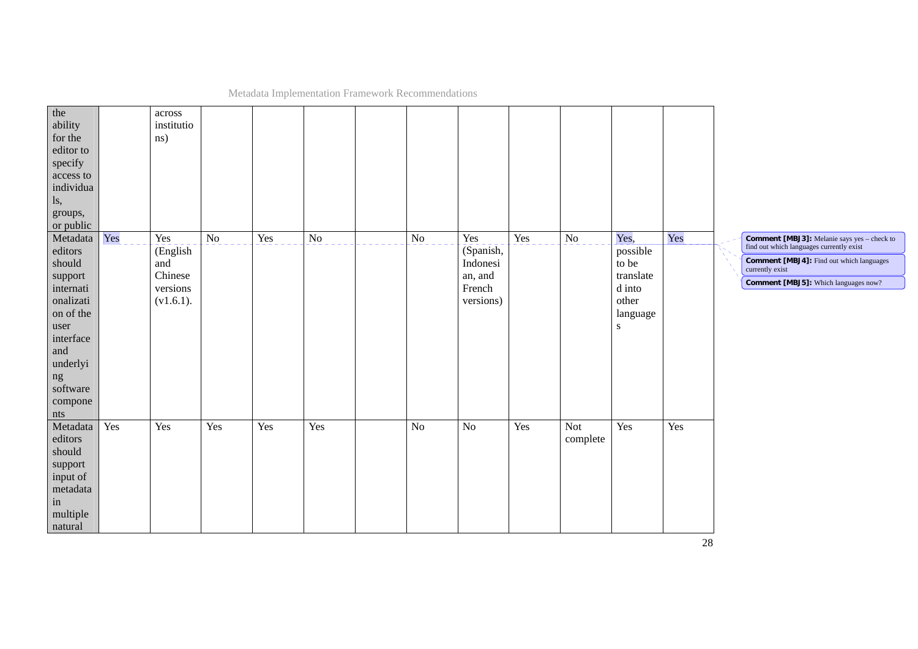| | | | | | | | | | | | | |
|---|---|---|---|---|---|---|---|---|---|---|---|---|
| the ability for the editor to specify access to individuals, groups, or public | | across institutions) | | | | | | | | | | |
| Metadata editors should support internationalization of the user interface and underlying software components | Yes | Yes (English and Chinese versions (v1.6.1). | No | Yes | No | | No | Yes (Spanish, Indonesian, and French versions) | Yes | No | Yes, possible to be translated into other languages | Yes |
| Metadata editors should support input of metadata in multiple natural | Yes | Yes | Yes | Yes | Yes | | No | No | Yes | Not complete | Yes | Yes |

**Comment [MBJ3]:** Melanie says yes – check to find out which languages currently exist

**Comment [MBJ4]:** Find out which languages currently exist

**Comment [MBJ5]:** Which languages now?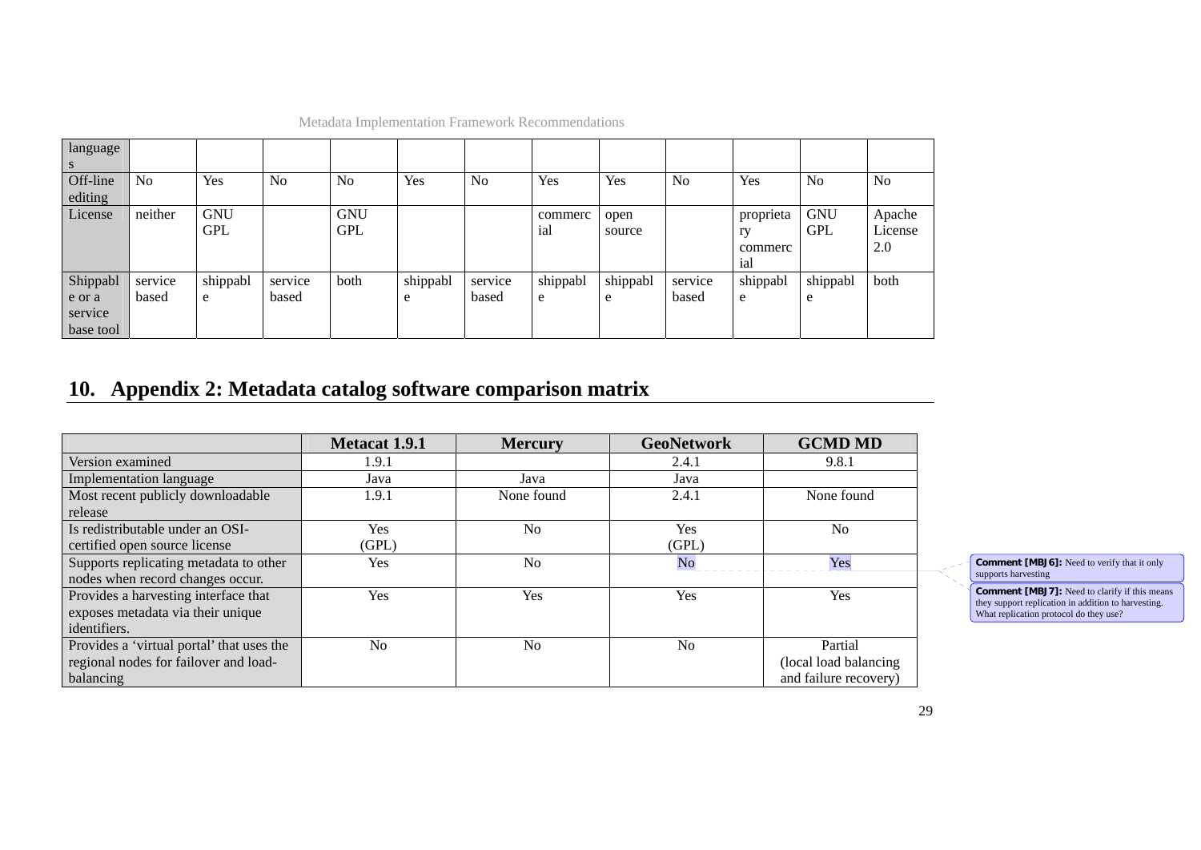| languages | | | | | | | | | | | | |
|---|---|---|---|---|---|---|---|---|---|---|---|---|
| Off-line editing | No | Yes | No | No | Yes | No | Yes | Yes | No | Yes | No | No |
| License | neither | GNU GPL | | GNU GPL | | | commercial | open source | | proprietary commercial | GNU GPL | Apache License 2.0 |
| Shippable or a service base tool | service based | shippable | service based | both | shippable | service based | shippable | shippable | service based | shippable | shippable | both |

# 10. Appendix 2: Metadata catalog software comparison matrix

| | Metacat 1.9.1 | Mercury | GeoNetwork | GCMD MD |
|---|---|---|---|---|
| Version examined | 1.9.1 | | 2.4.1 | 9.8.1 |
| Implementation language | Java | Java | Java | |
| Most recent publicly downloadable release | 1.9.1 | None found | 2.4.1 | None found |
| Is redistributable under an OSI-certified open source license | Yes (GPL) | No | Yes (GPL) | No |
| Supports replicating metadata to other nodes when record changes occur. | Yes | No | No | Yes |
| Provides a harvesting interface that exposes metadata via their unique identifiers. | Yes | Yes | Yes | Yes |
| Provides a 'virtual portal' that uses the regional nodes for failover and load-balancing | No | No | No | Partial (local load balancing and failure recovery) |

Comment [MBJ6]: Need to verify that it only supports harvesting

Comment [MBJ7]: Need to clarify if this means they support replication in addition to harvesting. What replication protocol do they use?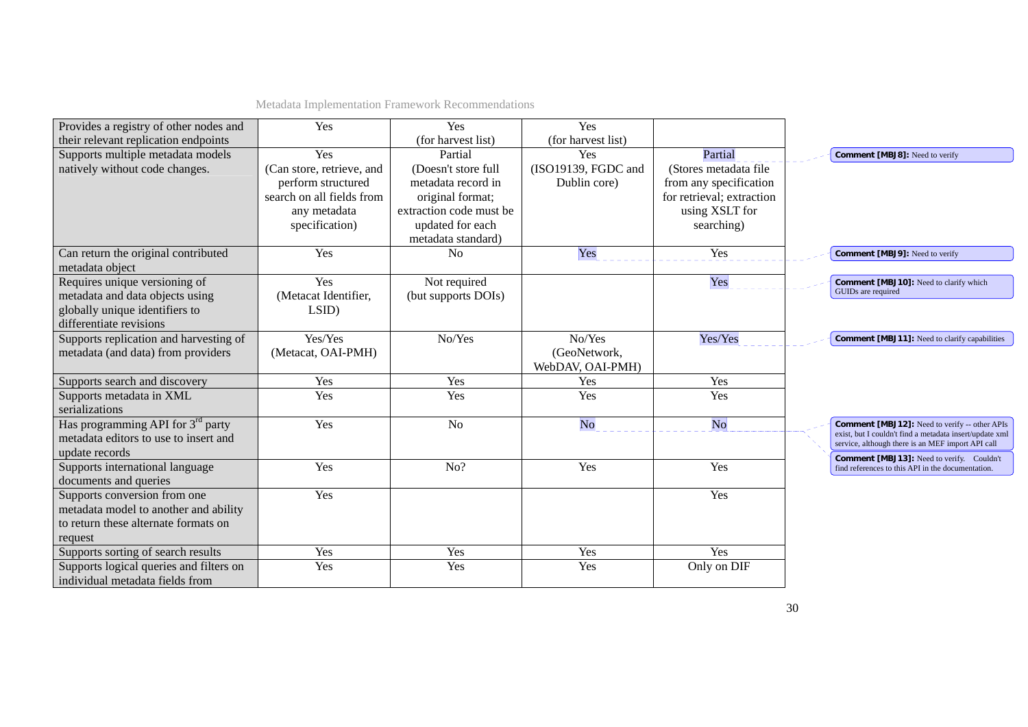| Provides a registry of other nodes and their relevant replication endpoints | Yes | Yes (for harvest list) | Yes (for harvest list) | |
|---|---|---|---|---|
| Supports multiple metadata models natively without code changes. | Yes (Can store, retrieve, and perform structured search on all fields from any metadata specification) | Partial (Doesn't store full metadata record in original format; extraction code must be updated for each metadata standard) | Yes (ISO19139, FGDC and Dublin core) | Partial (Stores metadata file from any specification for retrieval; extraction using XSLT for searching) |
| Can return the original contributed metadata object | Yes | No | Yes | Yes |
| Requires unique versioning of metadata and data objects using globally unique identifiers to differentiate revisions | Yes (Metacat Identifier, LSID) | Not required (but supports DOIs) | | Yes |
| Supports replication and harvesting of metadata (and data) from providers | Yes/Yes (Metacat, OAI-PMH) | No/Yes | No/Yes (GeoNetwork, WebDAV, OAI-PMH) | Yes/Yes |
| Supports search and discovery | Yes | Yes | Yes | Yes |
| Supports metadata in XML serializations | Yes | Yes | Yes | Yes |
| Has programming API for 3rd party metadata editors to use to insert and update records | Yes | No | No | No |
| Supports international language documents and queries | Yes | No? | Yes | Yes |
| Supports conversion from one metadata model to another and ability to return these alternate formats on request | Yes | | | Yes |
| Supports sorting of search results | Yes | Yes | Yes | Yes |
| Supports logical queries and filters on individual metadata fields from | Yes | Yes | Yes | Only on DIF |

**Comment [MBJ8]:** Need to verify

**Comment [MBJ9]:** Need to verify

**Comment [MBJ10]:** Need to clarify which GUIDs are required

**Comment [MBJ11]:** Need to clarify capabilities

**Comment [MBJ12]:** Need to verify -- other APIs exist, but I couldn't find a metadata insert/update xml service, although there is an MEF import API call

**Comment [MBJ13]:** Need to verify. Couldn't find references to this API in the documentation.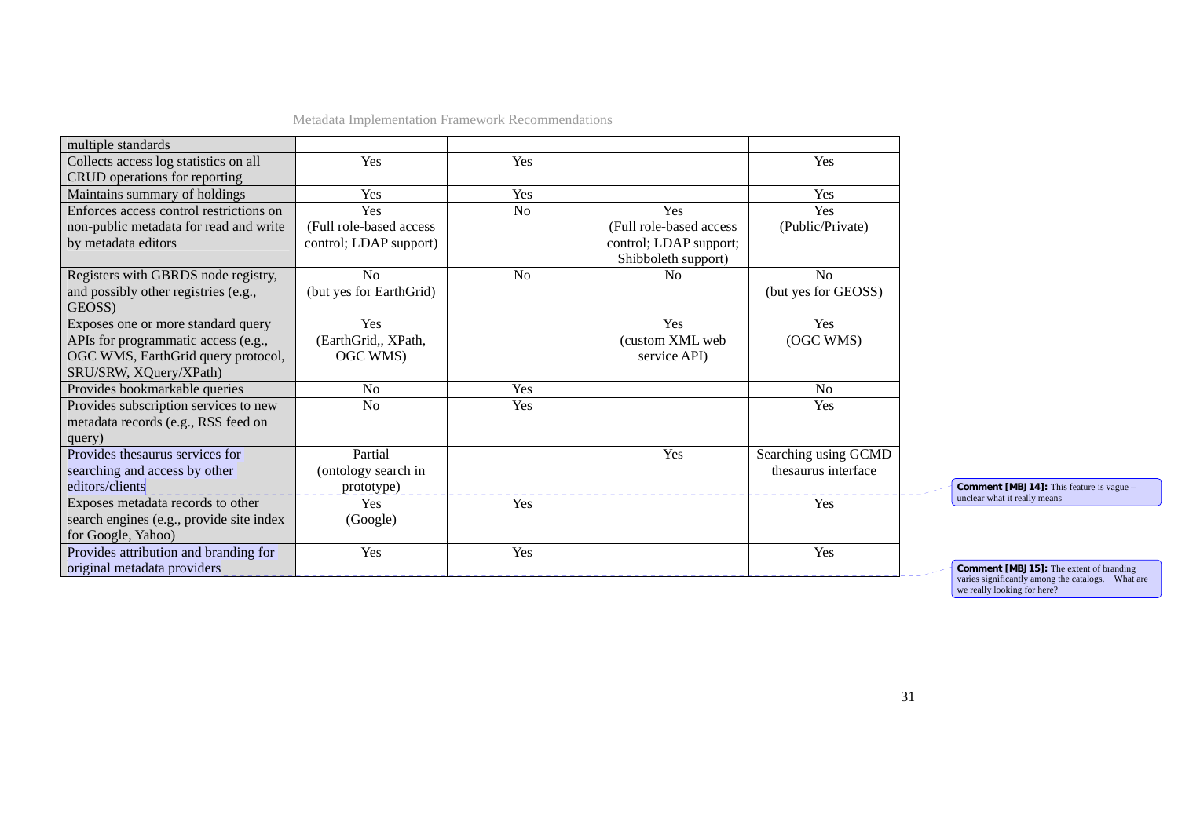| | | | | |
|---|---|---|---|---|
| multiple standards | | | | |
| Collects access log statistics on all CRUD operations for reporting | Yes | Yes | | Yes |
| Maintains summary of holdings | Yes | Yes | | Yes |
| Enforces access control restrictions on non-public metadata for read and write by metadata editors | Yes (Full role-based access control; LDAP support) | No | Yes (Full role-based access control; LDAP support; Shibboleth support) | Yes (Public/Private) |
| Registers with GBRDS node registry, and possibly other registries (e.g., GEOSS) | No (but yes for EarthGrid) | No | No | No (but yes for GEOSS) |
| Exposes one or more standard query APIs for programmatic access (e.g., OGC WMS, EarthGrid query protocol, SRU/SRW, XQuery/XPath) | Yes (EarthGrid,, XPath, OGC WMS) | | Yes (custom XML web service API) | Yes (OGC WMS) |
| Provides bookmarkable queries | No | Yes | | No |
| Provides subscription services to new metadata records (e.g., RSS feed on query) | No | Yes | | Yes |
| Provides thesaurus services for searching and access by other editors/clients | Partial (ontology search in prototype) | | Yes | Searching using GCMD thesaurus interface |
| Exposes metadata records to other search engines (e.g., provide site index for Google, Yahoo) | Yes (Google) | Yes | | Yes |
| Provides attribution and branding for original metadata providers | Yes | Yes | | Yes |

**Comment [MBJ14]:** This feature is vague – unclear what it really means

**Comment [MBJ15]:** The extent of branding varies significantly among the catalogs. What are we really looking for here?